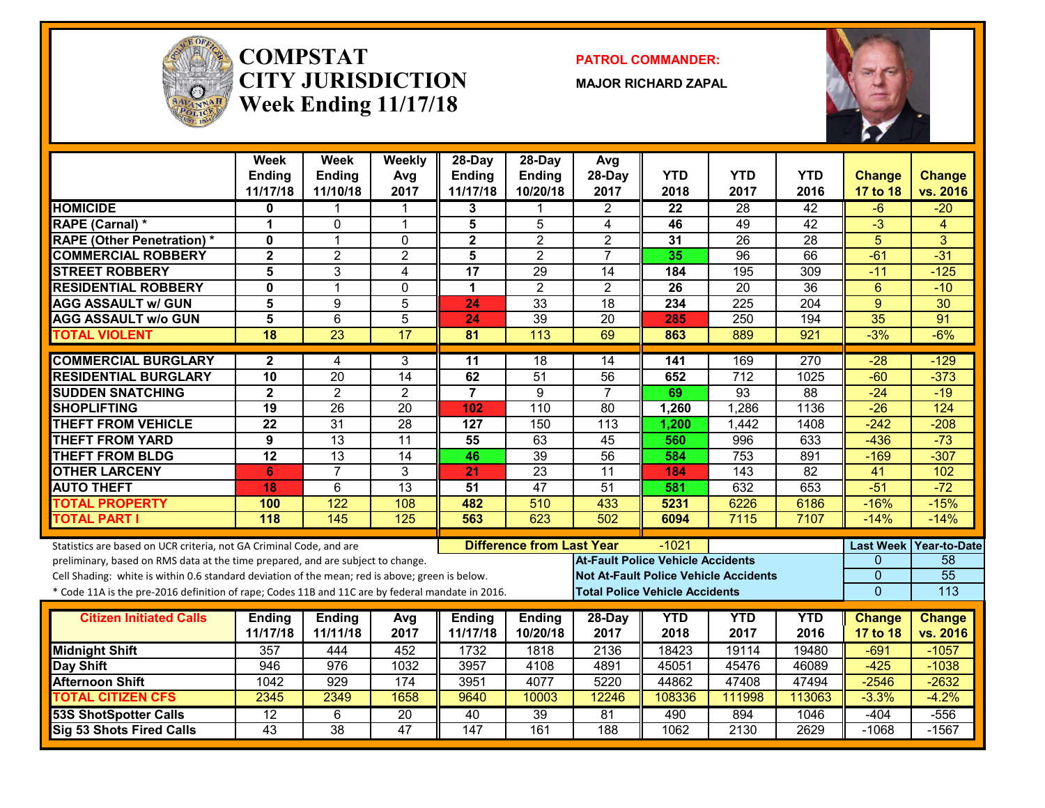# COMPSTAT CITY JURISDICTION Week Ending 11/17/18

**PATROL COMMANDER:**

**MAJOR RICHARD ZAPAL**

| | Week Ending 11/17/18 | Week Ending 11/10/18 | Weekly Avg 2017 | 28-Day Ending 11/17/18 | 28-Day Ending 10/20/18 | Avg 28-Day 2017 | YTD 2018 | YTD 2017 | YTD 2016 | Change 17 to 18 | Change vs. 2016 |
|---|---|---|---|---|---|---|---|---|---|---|---|
| HOMICIDE | 0 | 1 | 1 | 3 | 1 | 2 | 22 | 28 | 42 | -6 | -20 |
| RAPE (Carnal) * | 1 | 0 | 1 | 5 | 5 | 4 | 46 | 49 | 42 | -3 | 4 |
| RAPE (Other Penetration) * | 0 | 1 | 0 | 2 | 2 | 2 | 31 | 26 | 28 | 5 | 3 |
| COMMERCIAL ROBBERY | 2 | 2 | 2 | 5 | 2 | 7 | 35 | 96 | 66 | -61 | -31 |
| STREET ROBBERY | 5 | 3 | 4 | 17 | 29 | 14 | 184 | 195 | 309 | -11 | -125 |
| RESIDENTIAL ROBBERY | 0 | 1 | 0 | 1 | 2 | 2 | 26 | 20 | 36 | 6 | -10 |
| AGG ASSAULT w/ GUN | 5 | 9 | 5 | 24 | 33 | 18 | 234 | 225 | 204 | 9 | 30 |
| AGG ASSAULT w/o GUN | 5 | 6 | 5 | 24 | 39 | 20 | 285 | 250 | 194 | 35 | 91 |
| TOTAL VIOLENT | 18 | 23 | 17 | 81 | 113 | 69 | 863 | 889 | 921 | -3% | -6% |
| COMMERCIAL BURGLARY | 2 | 4 | 3 | 11 | 18 | 14 | 141 | 169 | 270 | -28 | -129 |
| RESIDENTIAL BURGLARY | 10 | 20 | 14 | 62 | 51 | 56 | 652 | 712 | 1025 | -60 | -373 |
| SUDDEN SNATCHING | 2 | 2 | 2 | 7 | 9 | 7 | 69 | 93 | 88 | -24 | -19 |
| SHOPLIFTING | 19 | 26 | 20 | 102 | 110 | 80 | 1,260 | 1,286 | 1136 | -26 | 124 |
| THEFT FROM VEHICLE | 22 | 31 | 28 | 127 | 150 | 113 | 1,200 | 1,442 | 1408 | -242 | -208 |
| THEFT FROM YARD | 9 | 13 | 11 | 55 | 63 | 45 | 560 | 996 | 633 | -436 | -73 |
| THEFT FROM BLDG | 12 | 13 | 14 | 46 | 39 | 56 | 584 | 753 | 891 | -169 | -307 |
| OTHER LARCENY | 6 | 7 | 3 | 21 | 23 | 11 | 184 | 143 | 82 | 41 | 102 |
| AUTO THEFT | 18 | 6 | 13 | 51 | 47 | 51 | 581 | 632 | 653 | -51 | -72 |
| TOTAL PROPERTY | 100 | 122 | 108 | 482 | 510 | 433 | 5231 | 6226 | 6186 | -16% | -15% |
| TOTAL PART I | 118 | 145 | 125 | 563 | 623 | 502 | 6094 | 7115 | 7107 | -14% | -14% |

Statistics are based on UCR criteria, not GA Criminal Code, and are preliminary, based on RMS data at the time prepared, and are subject to change.

Cell Shading: white is within 0.6 standard deviation of the mean; red is above; green is below.

* Code 11A is the pre-2016 definition of rape; Codes 11B and 11C are by federal mandate in 2016.

**Difference from Last Year:** -1021

| | Last Week | Year-to-Date |
|---|---|---|
| At-Fault Police Vehicle Accidents | 0 | 58 |
| Not At-Fault Police Vehicle Accidents | 0 | 55 |
| Total Police Vehicle Accidents | 0 | 113 |

| Citizen Initiated Calls | Ending 11/17/18 | Ending 11/11/18 | Avg 2017 | Ending 11/17/18 | Ending 10/20/18 | 28-Day 2017 | YTD 2018 | YTD 2017 | YTD 2016 | Change 17 to 18 | Change vs. 2016 |
|---|---|---|---|---|---|---|---|---|---|---|---|
| Midnight Shift | 357 | 444 | 452 | 1732 | 1818 | 2136 | 18423 | 19114 | 19480 | -691 | -1057 |
| Day Shift | 946 | 976 | 1032 | 3957 | 4108 | 4891 | 45051 | 45476 | 46089 | -425 | -1038 |
| Afternoon Shift | 1042 | 929 | 174 | 3951 | 4077 | 5220 | 44862 | 47408 | 47494 | -2546 | -2632 |
| TOTAL CITIZEN CFS | 2345 | 2349 | 1658 | 9640 | 10003 | 12246 | 108336 | 111998 | 113063 | -3.3% | -4.2% |
| 53S ShotSpotter Calls | 12 | 6 | 20 | 40 | 39 | 81 | 490 | 894 | 1046 | -404 | -556 |
| Sig 53 Shots Fired Calls | 43 | 38 | 47 | 147 | 161 | 188 | 1062 | 2130 | 2629 | -1068 | -1567 |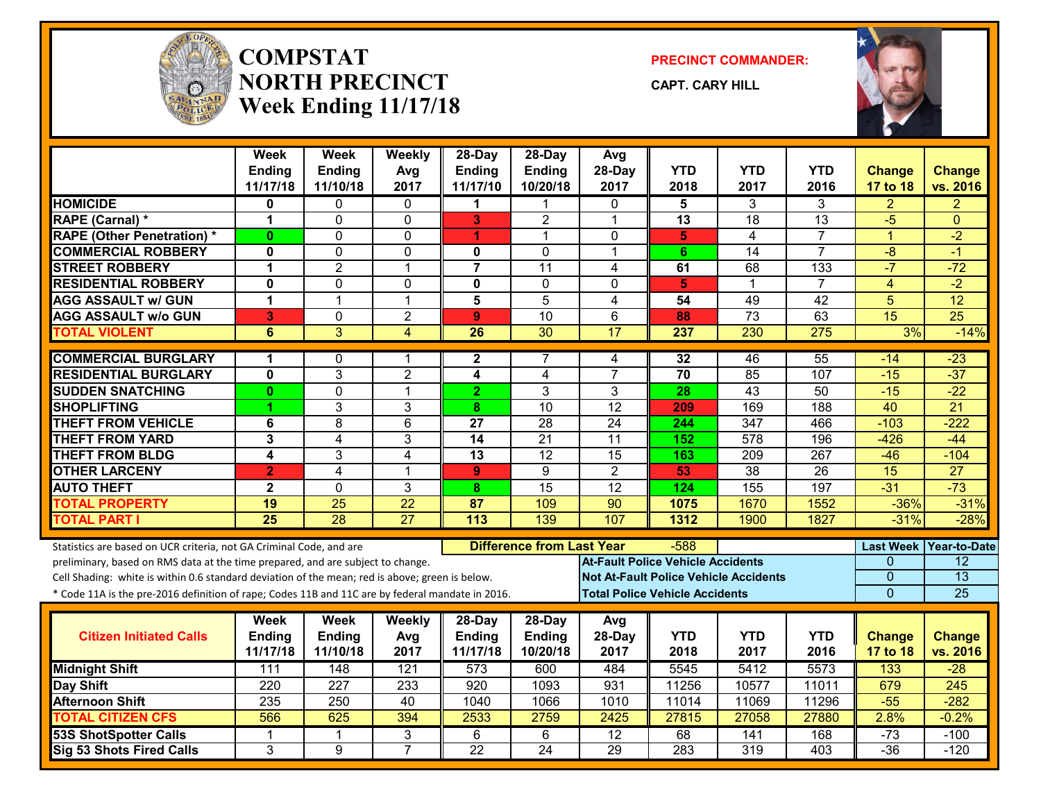# COMPSTAT NORTH PRECINCT Week Ending 11/17/18

**PRECINCT COMMANDER:**

**CAPT. CARY HILL**

| | Week Ending 11/17/18 | Week Ending 11/10/18 | Weekly Avg 2017 | 28-Day Ending 11/17/10 | 28-Day Ending 10/20/18 | Avg 28-Day 2017 | YTD 2018 | YTD 2017 | YTD 2016 | Change 17 to 18 | Change vs. 2016 |
|---|---|---|---|---|---|---|---|---|---|---|---|
| HOMICIDE | 0 | 0 | 0 | 1 | 1 | 0 | 5 | 3 | 3 | 2 | 2 |
| RAPE (Carnal) * | 1 | 0 | 0 | 3 | 2 | 1 | 13 | 18 | 13 | -5 | 0 |
| RAPE (Other Penetration) * | 0 | 0 | 0 | 1 | 1 | 0 | 5 | 4 | 7 | 1 | -2 |
| COMMERCIAL ROBBERY | 0 | 0 | 0 | 0 | 0 | 1 | 6 | 14 | 7 | -8 | -1 |
| STREET ROBBERY | 1 | 2 | 1 | 7 | 11 | 4 | 61 | 68 | 133 | -7 | -72 |
| RESIDENTIAL ROBBERY | 0 | 0 | 0 | 0 | 0 | 0 | 5 | 1 | 7 | 4 | -2 |
| AGG ASSAULT w/ GUN | 1 | 1 | 1 | 5 | 5 | 4 | 54 | 49 | 42 | 5 | 12 |
| AGG ASSAULT w/o GUN | 3 | 0 | 2 | 9 | 10 | 6 | 88 | 73 | 63 | 15 | 25 |
| TOTAL VIOLENT | 6 | 3 | 4 | 26 | 30 | 17 | 237 | 230 | 275 | 3% | -14% |
| COMMERCIAL BURGLARY | 1 | 0 | 1 | 2 | 7 | 4 | 32 | 46 | 55 | -14 | -23 |
| RESIDENTIAL BURGLARY | 0 | 3 | 2 | 4 | 4 | 7 | 70 | 85 | 107 | -15 | -37 |
| SUDDEN SNATCHING | 0 | 0 | 1 | 2 | 3 | 3 | 28 | 43 | 50 | -15 | -22 |
| SHOPLIFTING | 1 | 3 | 3 | 8 | 10 | 12 | 209 | 169 | 188 | 40 | 21 |
| THEFT FROM VEHICLE | 6 | 8 | 6 | 27 | 28 | 24 | 244 | 347 | 466 | -103 | -222 |
| THEFT FROM YARD | 3 | 4 | 3 | 14 | 21 | 11 | 152 | 578 | 196 | -426 | -44 |
| THEFT FROM BLDG | 4 | 3 | 4 | 13 | 12 | 15 | 163 | 209 | 267 | -46 | -104 |
| OTHER LARCENY | 2 | 4 | 1 | 9 | 9 | 2 | 53 | 38 | 26 | 15 | 27 |
| AUTO THEFT | 2 | 0 | 3 | 8 | 15 | 12 | 124 | 155 | 197 | -31 | -73 |
| TOTAL PROPERTY | 19 | 25 | 22 | 87 | 109 | 90 | 1075 | 1670 | 1552 | -36% | -31% |
| TOTAL PART I | 25 | 28 | 27 | 113 | 139 | 107 | 1312 | 1900 | 1827 | -31% | -28% |

Statistics are based on UCR criteria, not GA Criminal Code, and are preliminary, based on RMS data at the time prepared, and are subject to change.

Cell Shading: white is within 0.6 standard deviation of the mean; red is above; green is below.

* Code 11A is the pre-2016 definition of rape; Codes 11B and 11C are by federal mandate in 2016.

**Difference from Last Year:** -588

| | Last Week | Year-to-Date |
|---|---|---|
| At-Fault Police Vehicle Accidents | 0 | 12 |
| Not At-Fault Police Vehicle Accidents | 0 | 13 |
| Total Police Vehicle Accidents | 0 | 25 |

| Citizen Initiated Calls | Week Ending 11/17/18 | Week Ending 11/10/18 | Weekly Avg 2017 | 28-Day Ending 11/17/18 | 28-Day Ending 10/20/18 | Avg 28-Day 2017 | YTD 2018 | YTD 2017 | YTD 2016 | Change 17 to 18 | Change vs. 2016 |
|---|---|---|---|---|---|---|---|---|---|---|---|
| Midnight Shift | 111 | 148 | 121 | 573 | 600 | 484 | 5545 | 5412 | 5573 | 133 | -28 |
| Day Shift | 220 | 227 | 233 | 920 | 1093 | 931 | 11256 | 10577 | 11011 | 679 | 245 |
| Afternoon Shift | 235 | 250 | 40 | 1040 | 1066 | 1010 | 11014 | 11069 | 11296 | -55 | -282 |
| TOTAL CITIZEN CFS | 566 | 625 | 394 | 2533 | 2759 | 2425 | 27815 | 27058 | 27880 | 2.8% | -0.2% |
| 53S ShotSpotter Calls | 1 | 1 | 3 | 6 | 6 | 12 | 68 | 141 | 168 | -73 | -100 |
| Sig 53 Shots Fired Calls | 3 | 9 | 7 | 22 | 24 | 29 | 283 | 319 | 403 | -36 | -120 |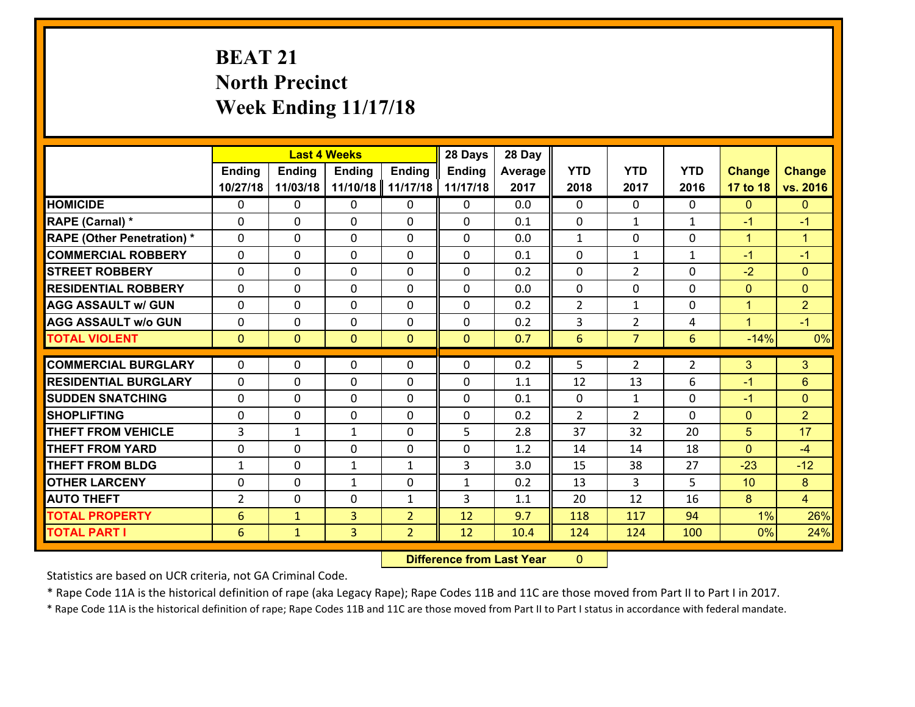# BEAT 21
# North Precinct
# Week Ending 11/17/18

| | Last 4 Weeks | | | | 28 Days | 28 Day | | | | | |
|---|---|---|---|---|---|---|---|---|---|---|---|
| | Ending 10/27/18 | Ending 11/03/18 | Ending 11/10/18 | Ending 11/17/18 | Ending 11/17/18 | Average 2017 | YTD 2018 | YTD 2017 | YTD 2016 | Change 17 to 18 | Change vs. 2016 |
| HOMICIDE | 0 | 0 | 0 | 0 | 0 | 0.0 | 0 | 0 | 0 | 0 | 0 |
| RAPE (Carnal) * | 0 | 0 | 0 | 0 | 0 | 0.1 | 0 | 1 | 1 | -1 | -1 |
| RAPE (Other Penetration) * | 0 | 0 | 0 | 0 | 0 | 0.0 | 1 | 0 | 0 | 1 | 1 |
| COMMERCIAL ROBBERY | 0 | 0 | 0 | 0 | 0 | 0.1 | 0 | 1 | 1 | -1 | -1 |
| STREET ROBBERY | 0 | 0 | 0 | 0 | 0 | 0.2 | 0 | 2 | 0 | -2 | 0 |
| RESIDENTIAL ROBBERY | 0 | 0 | 0 | 0 | 0 | 0.0 | 0 | 0 | 0 | 0 | 0 |
| AGG ASSAULT w/ GUN | 0 | 0 | 0 | 0 | 0 | 0.2 | 2 | 1 | 0 | 1 | 2 |
| AGG ASSAULT w/o GUN | 0 | 0 | 0 | 0 | 0 | 0.2 | 3 | 2 | 4 | 1 | -1 |
| TOTAL VIOLENT | 0 | 0 | 0 | 0 | 0 | 0.7 | 6 | 7 | 6 | -14% | 0% |
| COMMERCIAL BURGLARY | 0 | 0 | 0 | 0 | 0 | 0.2 | 5 | 2 | 2 | 3 | 3 |
| RESIDENTIAL BURGLARY | 0 | 0 | 0 | 0 | 0 | 1.1 | 12 | 13 | 6 | -1 | 6 |
| SUDDEN SNATCHING | 0 | 0 | 0 | 0 | 0 | 0.1 | 0 | 1 | 0 | -1 | 0 |
| SHOPLIFTING | 0 | 0 | 0 | 0 | 0 | 0.2 | 2 | 2 | 0 | 0 | 2 |
| THEFT FROM VEHICLE | 3 | 1 | 1 | 0 | 5 | 2.8 | 37 | 32 | 20 | 5 | 17 |
| THEFT FROM YARD | 0 | 0 | 0 | 0 | 0 | 1.2 | 14 | 14 | 18 | 0 | -4 |
| THEFT FROM BLDG | 1 | 0 | 1 | 1 | 3 | 3.0 | 15 | 38 | 27 | -23 | -12 |
| OTHER LARCENY | 0 | 0 | 1 | 0 | 1 | 0.2 | 13 | 3 | 5 | 10 | 8 |
| AUTO THEFT | 2 | 0 | 0 | 1 | 3 | 1.1 | 20 | 12 | 16 | 8 | 4 |
| TOTAL PROPERTY | 6 | 1 | 3 | 2 | 12 | 9.7 | 118 | 117 | 94 | 1% | 26% |
| TOTAL PART I | 6 | 1 | 3 | 2 | 12 | 10.4 | 124 | 124 | 100 | 0% | 24% |

**Difference from Last Year** 0

Statistics are based on UCR criteria, not GA Criminal Code.

* Rape Code 11A is the historical definition of rape (aka Legacy Rape); Rape Codes 11B and 11C are those moved from Part II to Part I in 2017.

* Rape Code 11A is the historical definition of rape; Rape Codes 11B and 11C are those moved from Part II to Part I status in accordance with federal mandate.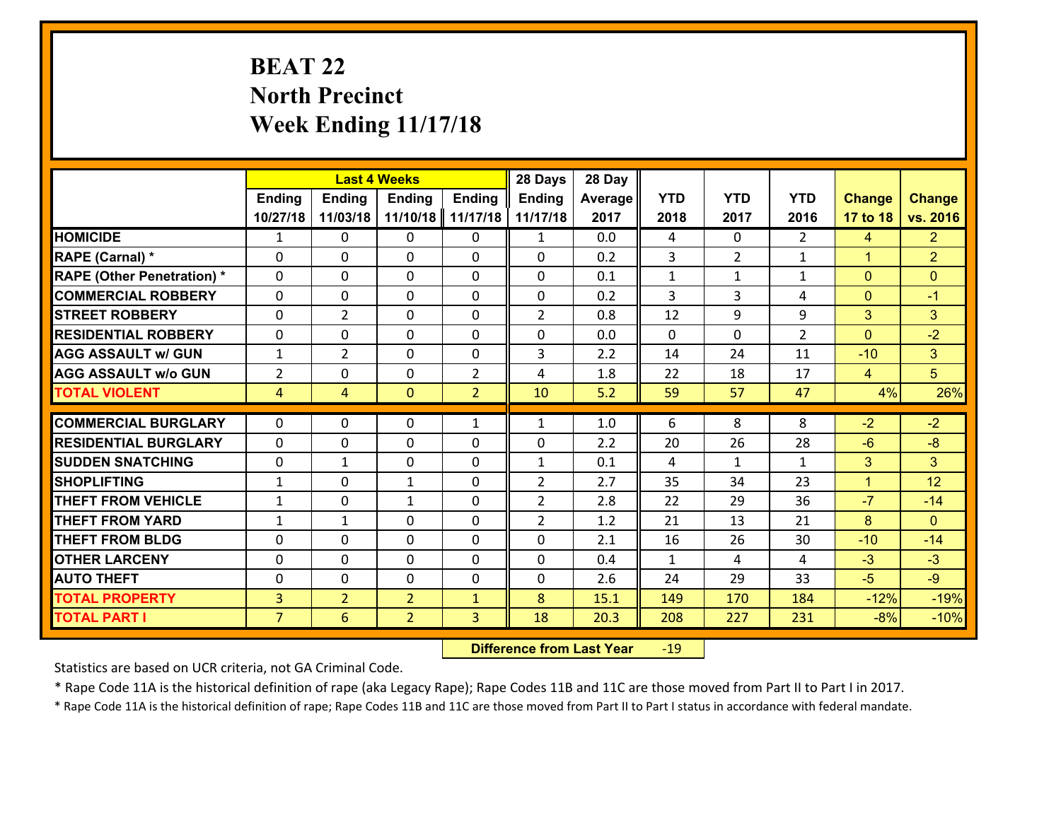# BEAT 22
## North Precinct
## Week Ending 11/17/18

| | Last 4 Weeks | | | | 28 Days | 28 Day | | | | | |
|---|---|---|---|---|---|---|---|---|---|---|---|
| | Ending 10/27/18 | Ending 11/03/18 | Ending 11/10/18 | Ending 11/17/18 | Ending 11/17/18 | Average 2017 | YTD 2018 | YTD 2017 | YTD 2016 | Change 17 to 18 | Change vs. 2016 |
| HOMICIDE | 1 | 0 | 0 | 0 | 1 | 0.0 | 4 | 0 | 2 | 4 | 2 |
| RAPE (Carnal) * | 0 | 0 | 0 | 0 | 0 | 0.2 | 3 | 2 | 1 | 1 | 2 |
| RAPE (Other Penetration) * | 0 | 0 | 0 | 0 | 0 | 0.1 | 1 | 1 | 1 | 0 | 0 |
| COMMERCIAL ROBBERY | 0 | 0 | 0 | 0 | 0 | 0.2 | 3 | 3 | 4 | 0 | -1 |
| STREET ROBBERY | 0 | 2 | 0 | 0 | 2 | 0.8 | 12 | 9 | 9 | 3 | 3 |
| RESIDENTIAL ROBBERY | 0 | 0 | 0 | 0 | 0 | 0.0 | 0 | 0 | 2 | 0 | -2 |
| AGG ASSAULT w/ GUN | 1 | 2 | 0 | 0 | 3 | 2.2 | 14 | 24 | 11 | -10 | 3 |
| AGG ASSAULT w/o GUN | 2 | 0 | 0 | 2 | 4 | 1.8 | 22 | 18 | 17 | 4 | 5 |
| TOTAL VIOLENT | 4 | 4 | 0 | 2 | 10 | 5.2 | 59 | 57 | 47 | 4% | 26% |
| COMMERCIAL BURGLARY | 0 | 0 | 0 | 1 | 1 | 1.0 | 6 | 8 | 8 | -2 | -2 |
| RESIDENTIAL BURGLARY | 0 | 0 | 0 | 0 | 0 | 2.2 | 20 | 26 | 28 | -6 | -8 |
| SUDDEN SNATCHING | 0 | 1 | 0 | 0 | 1 | 0.1 | 4 | 1 | 1 | 3 | 3 |
| SHOPLIFTING | 1 | 0 | 1 | 0 | 2 | 2.7 | 35 | 34 | 23 | 1 | 12 |
| THEFT FROM VEHICLE | 1 | 0 | 1 | 0 | 2 | 2.8 | 22 | 29 | 36 | -7 | -14 |
| THEFT FROM YARD | 1 | 1 | 0 | 0 | 2 | 1.2 | 21 | 13 | 21 | 8 | 0 |
| THEFT FROM BLDG | 0 | 0 | 0 | 0 | 0 | 2.1 | 16 | 26 | 30 | -10 | -14 |
| OTHER LARCENY | 0 | 0 | 0 | 0 | 0 | 0.4 | 1 | 4 | 4 | -3 | -3 |
| AUTO THEFT | 0 | 0 | 0 | 0 | 0 | 2.6 | 24 | 29 | 33 | -5 | -9 |
| TOTAL PROPERTY | 3 | 2 | 2 | 1 | 8 | 15.1 | 149 | 170 | 184 | -12% | -19% |
| TOTAL PART I | 7 | 6 | 2 | 3 | 18 | 20.3 | 208 | 227 | 231 | -8% | -10% |

**Difference from Last Year** -19

Statistics are based on UCR criteria, not GA Criminal Code.

* Rape Code 11A is the historical definition of rape (aka Legacy Rape); Rape Codes 11B and 11C are those moved from Part II to Part I in 2017.

* Rape Code 11A is the historical definition of rape; Rape Codes 11B and 11C are those moved from Part II to Part I status in accordance with federal mandate.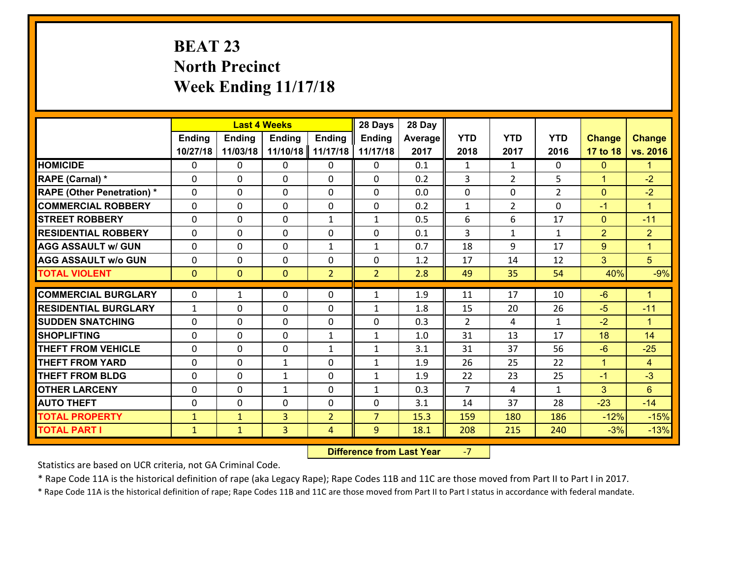# BEAT 23
# North Precinct
# Week Ending 11/17/18

| | Last 4 Weeks | | | | 28 Days | 28 Day | | | | | |
|---|---|---|---|---|---|---|---|---|---|---|---|
| | Ending 10/27/18 | Ending 11/03/18 | Ending 11/10/18 | Ending 11/17/18 | Ending 11/17/18 | Average 2017 | YTD 2018 | YTD 2017 | YTD 2016 | Change 17 to 18 | Change vs. 2016 |
| HOMICIDE | 0 | 0 | 0 | 0 | 0 | 0.1 | 1 | 1 | 0 | 0 | 1 |
| RAPE (Carnal) * | 0 | 0 | 0 | 0 | 0 | 0.2 | 3 | 2 | 5 | 1 | -2 |
| RAPE (Other Penetration) * | 0 | 0 | 0 | 0 | 0 | 0.0 | 0 | 0 | 2 | 0 | -2 |
| COMMERCIAL ROBBERY | 0 | 0 | 0 | 0 | 0 | 0.2 | 1 | 2 | 0 | -1 | 1 |
| STREET ROBBERY | 0 | 0 | 0 | 1 | 1 | 0.5 | 6 | 6 | 17 | 0 | -11 |
| RESIDENTIAL ROBBERY | 0 | 0 | 0 | 0 | 0 | 0.1 | 3 | 1 | 1 | 2 | 2 |
| AGG ASSAULT w/ GUN | 0 | 0 | 0 | 1 | 1 | 0.7 | 18 | 9 | 17 | 9 | 1 |
| AGG ASSAULT w/o GUN | 0 | 0 | 0 | 0 | 0 | 1.2 | 17 | 14 | 12 | 3 | 5 |
| TOTAL VIOLENT | 0 | 0 | 0 | 2 | 2 | 2.8 | 49 | 35 | 54 | 40% | -9% |
| COMMERCIAL BURGLARY | 0 | 1 | 0 | 0 | 1 | 1.9 | 11 | 17 | 10 | -6 | 1 |
| RESIDENTIAL BURGLARY | 1 | 0 | 0 | 0 | 1 | 1.8 | 15 | 20 | 26 | -5 | -11 |
| SUDDEN SNATCHING | 0 | 0 | 0 | 0 | 0 | 0.3 | 2 | 4 | 1 | -2 | 1 |
| SHOPLIFTING | 0 | 0 | 0 | 1 | 1 | 1.0 | 31 | 13 | 17 | 18 | 14 |
| THEFT FROM VEHICLE | 0 | 0 | 0 | 1 | 1 | 3.1 | 31 | 37 | 56 | -6 | -25 |
| THEFT FROM YARD | 0 | 0 | 1 | 0 | 1 | 1.9 | 26 | 25 | 22 | 1 | 4 |
| THEFT FROM BLDG | 0 | 0 | 1 | 0 | 1 | 1.9 | 22 | 23 | 25 | -1 | -3 |
| OTHER LARCENY | 0 | 0 | 1 | 0 | 1 | 0.3 | 7 | 4 | 1 | 3 | 6 |
| AUTO THEFT | 0 | 0 | 0 | 0 | 0 | 3.1 | 14 | 37 | 28 | -23 | -14 |
| TOTAL PROPERTY | 1 | 1 | 3 | 2 | 7 | 15.3 | 159 | 180 | 186 | -12% | -15% |
| TOTAL PART I | 1 | 1 | 3 | 4 | 9 | 18.1 | 208 | 215 | 240 | -3% | -13% |

**Difference from Last Year** -7

Statistics are based on UCR criteria, not GA Criminal Code.

* Rape Code 11A is the historical definition of rape (aka Legacy Rape); Rape Codes 11B and 11C are those moved from Part II to Part I in 2017.

* Rape Code 11A is the historical definition of rape; Rape Codes 11B and 11C are those moved from Part II to Part I status in accordance with federal mandate.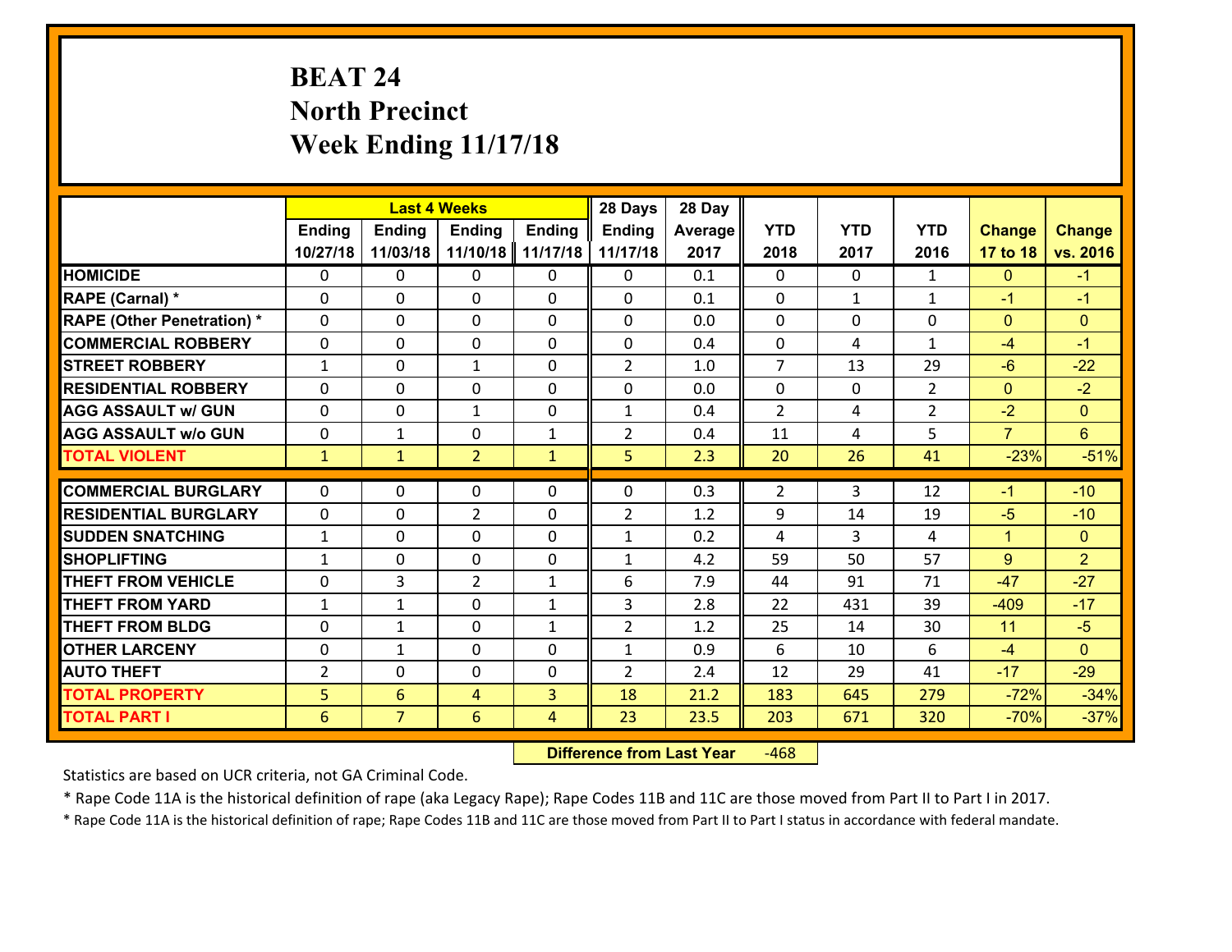# BEAT 24
## North Precinct
## Week Ending 11/17/18

| | Last 4 Weeks | | | | 28 Days | 28 Day | | | | | |
|---|---|---|---|---|---|---|---|---|---|---|---|
| | Ending 10/27/18 | Ending 11/03/18 | Ending 11/10/18 | Ending 11/17/18 | Ending 11/17/18 | Average 2017 | YTD 2018 | YTD 2017 | YTD 2016 | Change 17 to 18 | Change vs. 2016 |
| HOMICIDE | 0 | 0 | 0 | 0 | 0 | 0.1 | 0 | 0 | 1 | 0 | -1 |
| RAPE (Carnal) * | 0 | 0 | 0 | 0 | 0 | 0.1 | 0 | 1 | 1 | -1 | -1 |
| RAPE (Other Penetration) * | 0 | 0 | 0 | 0 | 0 | 0.0 | 0 | 0 | 0 | 0 | 0 |
| COMMERCIAL ROBBERY | 0 | 0 | 0 | 0 | 0 | 0.4 | 0 | 4 | 1 | -4 | -1 |
| STREET ROBBERY | 1 | 0 | 1 | 0 | 2 | 1.0 | 7 | 13 | 29 | -6 | -22 |
| RESIDENTIAL ROBBERY | 0 | 0 | 0 | 0 | 0 | 0.0 | 0 | 0 | 2 | 0 | -2 |
| AGG ASSAULT w/ GUN | 0 | 0 | 1 | 0 | 1 | 0.4 | 2 | 4 | 2 | -2 | 0 |
| AGG ASSAULT w/o GUN | 0 | 1 | 0 | 1 | 2 | 0.4 | 11 | 4 | 5 | 7 | 6 |
| TOTAL VIOLENT | 1 | 1 | 2 | 1 | 5 | 2.3 | 20 | 26 | 41 | -23% | -51% |
| COMMERCIAL BURGLARY | 0 | 0 | 0 | 0 | 0 | 0.3 | 2 | 3 | 12 | -1 | -10 |
| RESIDENTIAL BURGLARY | 0 | 0 | 2 | 0 | 2 | 1.2 | 9 | 14 | 19 | -5 | -10 |
| SUDDEN SNATCHING | 1 | 0 | 0 | 0 | 1 | 0.2 | 4 | 3 | 4 | 1 | 0 |
| SHOPLIFTING | 1 | 0 | 0 | 0 | 1 | 4.2 | 59 | 50 | 57 | 9 | 2 |
| THEFT FROM VEHICLE | 0 | 3 | 2 | 1 | 6 | 7.9 | 44 | 91 | 71 | -47 | -27 |
| THEFT FROM YARD | 1 | 1 | 0 | 1 | 3 | 2.8 | 22 | 431 | 39 | -409 | -17 |
| THEFT FROM BLDG | 0 | 1 | 0 | 1 | 2 | 1.2 | 25 | 14 | 30 | 11 | -5 |
| OTHER LARCENY | 0 | 1 | 0 | 0 | 1 | 0.9 | 6 | 10 | 6 | -4 | 0 |
| AUTO THEFT | 2 | 0 | 0 | 0 | 2 | 2.4 | 12 | 29 | 41 | -17 | -29 |
| TOTAL PROPERTY | 5 | 6 | 4 | 3 | 18 | 21.2 | 183 | 645 | 279 | -72% | -34% |
| TOTAL PART I | 6 | 7 | 6 | 4 | 23 | 23.5 | 203 | 671 | 320 | -70% | -37% |

**Difference from Last Year** -468

Statistics are based on UCR criteria, not GA Criminal Code.

* Rape Code 11A is the historical definition of rape (aka Legacy Rape); Rape Codes 11B and 11C are those moved from Part II to Part I in 2017.

* Rape Code 11A is the historical definition of rape; Rape Codes 11B and 11C are those moved from Part II to Part I status in accordance with federal mandate.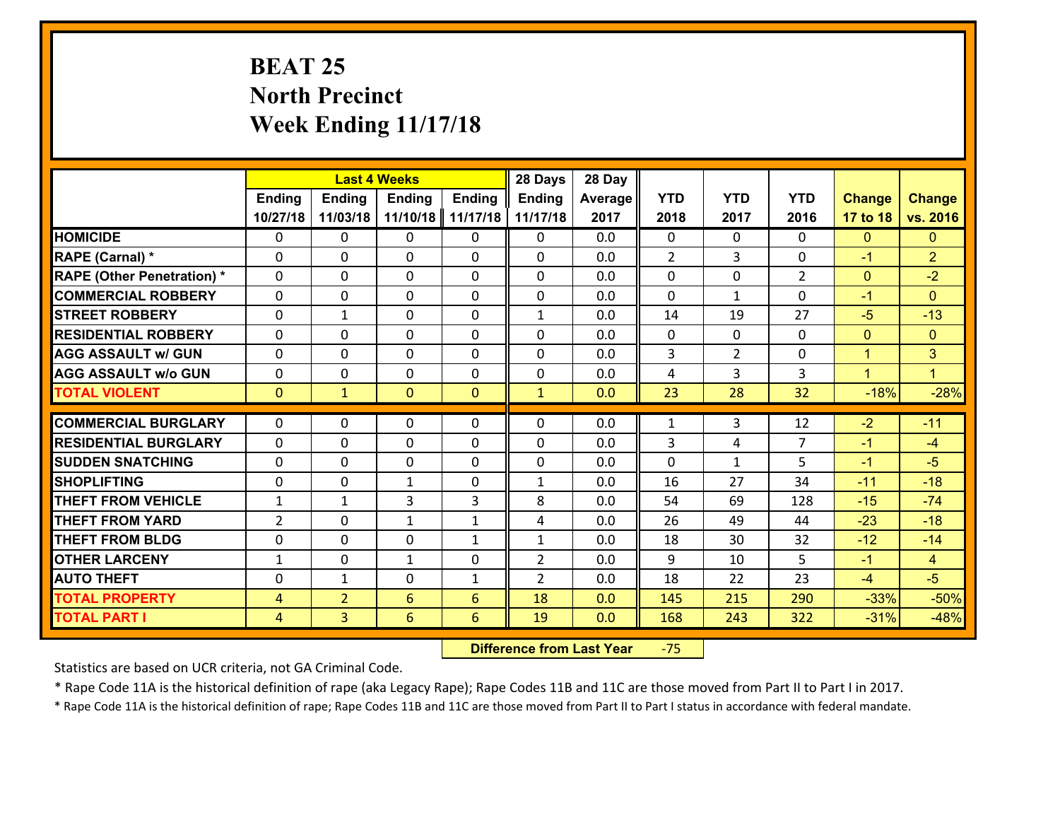# BEAT 25
## North Precinct
## Week Ending 11/17/18

| | Last 4 Weeks | | | | 28 Days | 28 Day | | | | | |
|---|---|---|---|---|---|---|---|---|---|---|---|
| | Ending 10/27/18 | Ending 11/03/18 | Ending 11/10/18 | Ending 11/17/18 | Ending 11/17/18 | Average 2017 | YTD 2018 | YTD 2017 | YTD 2016 | Change 17 to 18 | Change vs. 2016 |
| **HOMICIDE** | 0 | 0 | 0 | 0 | 0 | 0.0 | 0 | 0 | 0 | 0 | 0 |
| **RAPE (Carnal) *** | 0 | 0 | 0 | 0 | 0 | 0.0 | 2 | 3 | 0 | -1 | 2 |
| **RAPE (Other Penetration) *** | 0 | 0 | 0 | 0 | 0 | 0.0 | 0 | 0 | 2 | 0 | -2 |
| **COMMERCIAL ROBBERY** | 0 | 0 | 0 | 0 | 0 | 0.0 | 0 | 1 | 0 | -1 | 0 |
| **STREET ROBBERY** | 0 | 1 | 0 | 0 | 1 | 0.0 | 14 | 19 | 27 | -5 | -13 |
| **RESIDENTIAL ROBBERY** | 0 | 0 | 0 | 0 | 0 | 0.0 | 0 | 0 | 0 | 0 | 0 |
| **AGG ASSAULT w/ GUN** | 0 | 0 | 0 | 0 | 0 | 0.0 | 3 | 2 | 0 | 1 | 3 |
| **AGG ASSAULT w/o GUN** | 0 | 0 | 0 | 0 | 0 | 0.0 | 4 | 3 | 3 | 1 | 1 |
| **TOTAL VIOLENT** | 0 | 1 | 0 | 0 | 1 | 0.0 | 23 | 28 | 32 | -18% | -28% |
| **COMMERCIAL BURGLARY** | 0 | 0 | 0 | 0 | 0 | 0.0 | 1 | 3 | 12 | -2 | -11 |
| **RESIDENTIAL BURGLARY** | 0 | 0 | 0 | 0 | 0 | 0.0 | 3 | 4 | 7 | -1 | -4 |
| **SUDDEN SNATCHING** | 0 | 0 | 0 | 0 | 0 | 0.0 | 0 | 1 | 5 | -1 | -5 |
| **SHOPLIFTING** | 0 | 0 | 1 | 0 | 1 | 0.0 | 16 | 27 | 34 | -11 | -18 |
| **THEFT FROM VEHICLE** | 1 | 1 | 3 | 3 | 8 | 0.0 | 54 | 69 | 128 | -15 | -74 |
| **THEFT FROM YARD** | 2 | 0 | 1 | 1 | 4 | 0.0 | 26 | 49 | 44 | -23 | -18 |
| **THEFT FROM BLDG** | 0 | 0 | 0 | 1 | 1 | 0.0 | 18 | 30 | 32 | -12 | -14 |
| **OTHER LARCENY** | 1 | 0 | 1 | 0 | 2 | 0.0 | 9 | 10 | 5 | -1 | 4 |
| **AUTO THEFT** | 0 | 1 | 0 | 1 | 2 | 0.0 | 18 | 22 | 23 | -4 | -5 |
| **TOTAL PROPERTY** | 4 | 2 | 6 | 6 | 18 | 0.0 | 145 | 215 | 290 | -33% | -50% |
| **TOTAL PART I** | 4 | 3 | 6 | 6 | 19 | 0.0 | 168 | 243 | 322 | -31% | -48% |

**Difference from Last Year** -75

Statistics are based on UCR criteria, not GA Criminal Code.

* Rape Code 11A is the historical definition of rape (aka Legacy Rape); Rape Codes 11B and 11C are those moved from Part II to Part I in 2017.

* Rape Code 11A is the historical definition of rape; Rape Codes 11B and 11C are those moved from Part II to Part I status in accordance with federal mandate.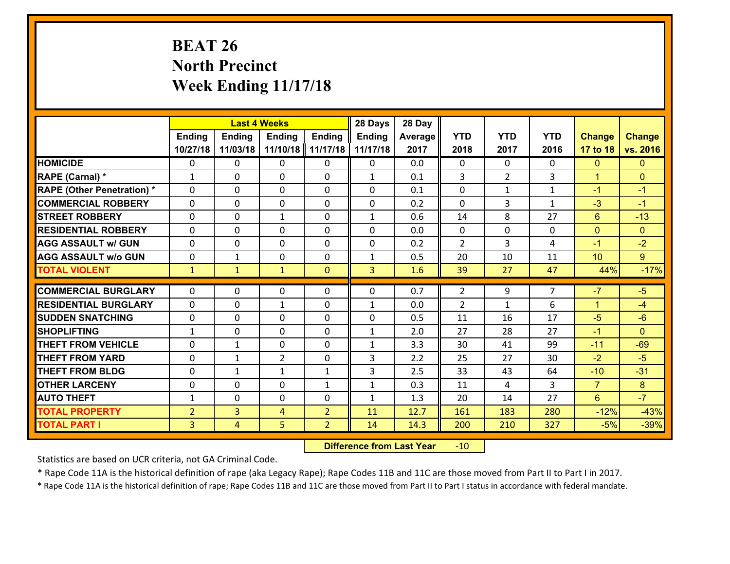# BEAT 26
## North Precinct
## Week Ending 11/17/18

| | Last 4 Weeks | | | | 28 Days | 28 Day | | | | | |
|---|---|---|---|---|---|---|---|---|---|---|---|
| | Ending 10/27/18 | Ending 11/03/18 | Ending 11/10/18 | Ending 11/17/18 | Ending 11/17/18 | Average 2017 | YTD 2018 | YTD 2017 | YTD 2016 | Change 17 to 18 | Change vs. 2016 |
| HOMICIDE | 0 | 0 | 0 | 0 | 0 | 0.0 | 0 | 0 | 0 | 0 | 0 |
| RAPE (Carnal) * | 1 | 0 | 0 | 0 | 1 | 0.1 | 3 | 2 | 3 | 1 | 0 |
| RAPE (Other Penetration) * | 0 | 0 | 0 | 0 | 0 | 0.1 | 0 | 1 | 1 | -1 | -1 |
| COMMERCIAL ROBBERY | 0 | 0 | 0 | 0 | 0 | 0.2 | 0 | 3 | 1 | -3 | -1 |
| STREET ROBBERY | 0 | 0 | 1 | 0 | 1 | 0.6 | 14 | 8 | 27 | 6 | -13 |
| RESIDENTIAL ROBBERY | 0 | 0 | 0 | 0 | 0 | 0.0 | 0 | 0 | 0 | 0 | 0 |
| AGG ASSAULT w/ GUN | 0 | 0 | 0 | 0 | 0 | 0.2 | 2 | 3 | 4 | -1 | -2 |
| AGG ASSAULT w/o GUN | 0 | 1 | 0 | 0 | 1 | 0.5 | 20 | 10 | 11 | 10 | 9 |
| TOTAL VIOLENT | 1 | 1 | 1 | 0 | 3 | 1.6 | 39 | 27 | 47 | 44% | -17% |
| COMMERCIAL BURGLARY | 0 | 0 | 0 | 0 | 0 | 0.7 | 2 | 9 | 7 | -7 | -5 |
| RESIDENTIAL BURGLARY | 0 | 0 | 1 | 0 | 1 | 0.0 | 2 | 1 | 6 | 1 | -4 |
| SUDDEN SNATCHING | 0 | 0 | 0 | 0 | 0 | 0.5 | 11 | 16 | 17 | -5 | -6 |
| SHOPLIFTING | 1 | 0 | 0 | 0 | 1 | 2.0 | 27 | 28 | 27 | -1 | 0 |
| THEFT FROM VEHICLE | 0 | 1 | 0 | 0 | 1 | 3.3 | 30 | 41 | 99 | -11 | -69 |
| THEFT FROM YARD | 0 | 1 | 2 | 0 | 3 | 2.2 | 25 | 27 | 30 | -2 | -5 |
| THEFT FROM BLDG | 0 | 1 | 1 | 1 | 3 | 2.5 | 33 | 43 | 64 | -10 | -31 |
| OTHER LARCENY | 0 | 0 | 0 | 1 | 1 | 0.3 | 11 | 4 | 3 | 7 | 8 |
| AUTO THEFT | 1 | 0 | 0 | 0 | 1 | 1.3 | 20 | 14 | 27 | 6 | -7 |
| TOTAL PROPERTY | 2 | 3 | 4 | 2 | 11 | 12.7 | 161 | 183 | 280 | -12% | -43% |
| TOTAL PART I | 3 | 4 | 5 | 2 | 14 | 14.3 | 200 | 210 | 327 | -5% | -39% |

**Difference from Last Year** -10

Statistics are based on UCR criteria, not GA Criminal Code.

* Rape Code 11A is the historical definition of rape (aka Legacy Rape); Rape Codes 11B and 11C are those moved from Part II to Part I in 2017.

* Rape Code 11A is the historical definition of rape; Rape Codes 11B and 11C are those moved from Part II to Part I status in accordance with federal mandate.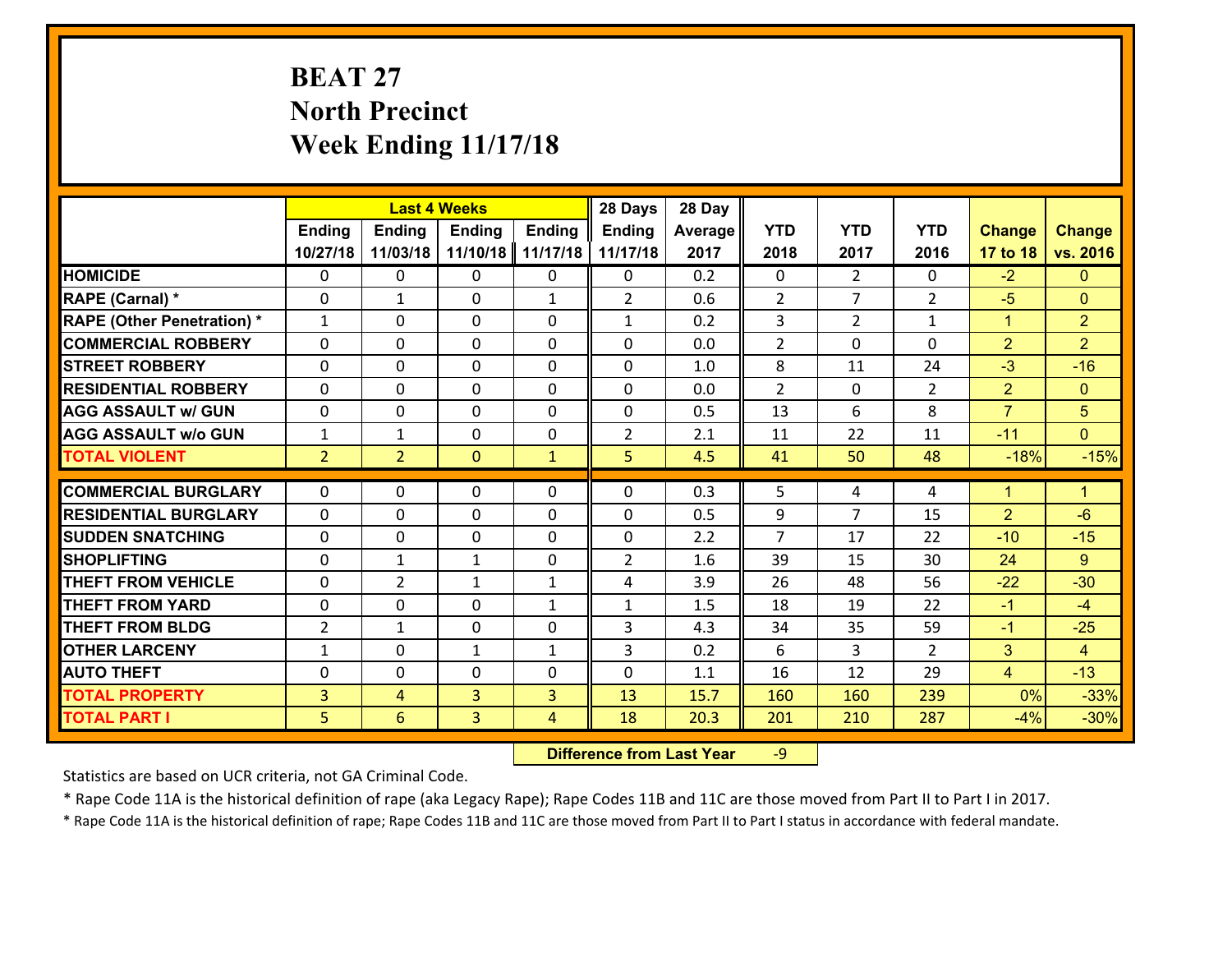# BEAT 27
## North Precinct
## Week Ending 11/17/18

| | Last 4 Weeks | | | | 28 Days | 28 Day | | | | | |
|---|---|---|---|---|---|---|---|---|---|---|---|
| | Ending 10/27/18 | Ending 11/03/18 | Ending 11/10/18 | Ending 11/17/18 | Ending 11/17/18 | Average 2017 | YTD 2018 | YTD 2017 | YTD 2016 | Change 17 to 18 | Change vs. 2016 |
| HOMICIDE | 0 | 0 | 0 | 0 | 0 | 0.2 | 0 | 2 | 0 | -2 | 0 |
| RAPE (Carnal) * | 0 | 1 | 0 | 1 | 2 | 0.6 | 2 | 7 | 2 | -5 | 0 |
| RAPE (Other Penetration) * | 1 | 0 | 0 | 0 | 1 | 0.2 | 3 | 2 | 1 | 1 | 2 |
| COMMERCIAL ROBBERY | 0 | 0 | 0 | 0 | 0 | 0.0 | 2 | 0 | 0 | 2 | 2 |
| STREET ROBBERY | 0 | 0 | 0 | 0 | 0 | 1.0 | 8 | 11 | 24 | -3 | -16 |
| RESIDENTIAL ROBBERY | 0 | 0 | 0 | 0 | 0 | 0.0 | 2 | 0 | 2 | 2 | 0 |
| AGG ASSAULT w/ GUN | 0 | 0 | 0 | 0 | 0 | 0.5 | 13 | 6 | 8 | 7 | 5 |
| AGG ASSAULT w/o GUN | 1 | 1 | 0 | 0 | 2 | 2.1 | 11 | 22 | 11 | -11 | 0 |
| TOTAL VIOLENT | 2 | 2 | 0 | 1 | 5 | 4.5 | 41 | 50 | 48 | -18% | -15% |
| COMMERCIAL BURGLARY | 0 | 0 | 0 | 0 | 0 | 0.3 | 5 | 4 | 4 | 1 | 1 |
| RESIDENTIAL BURGLARY | 0 | 0 | 0 | 0 | 0 | 0.5 | 9 | 7 | 15 | 2 | -6 |
| SUDDEN SNATCHING | 0 | 0 | 0 | 0 | 0 | 2.2 | 7 | 17 | 22 | -10 | -15 |
| SHOPLIFTING | 0 | 1 | 1 | 0 | 2 | 1.6 | 39 | 15 | 30 | 24 | 9 |
| THEFT FROM VEHICLE | 0 | 2 | 1 | 1 | 4 | 3.9 | 26 | 48 | 56 | -22 | -30 |
| THEFT FROM YARD | 0 | 0 | 0 | 1 | 1 | 1.5 | 18 | 19 | 22 | -1 | -4 |
| THEFT FROM BLDG | 2 | 1 | 0 | 0 | 3 | 4.3 | 34 | 35 | 59 | -1 | -25 |
| OTHER LARCENY | 1 | 0 | 1 | 1 | 3 | 0.2 | 6 | 3 | 2 | 3 | 4 |
| AUTO THEFT | 0 | 0 | 0 | 0 | 0 | 1.1 | 16 | 12 | 29 | 4 | -13 |
| TOTAL PROPERTY | 3 | 4 | 3 | 3 | 13 | 15.7 | 160 | 160 | 239 | 0% | -33% |
| TOTAL PART I | 5 | 6 | 3 | 4 | 18 | 20.3 | 201 | 210 | 287 | -4% | -30% |

**Difference from Last Year** -9

Statistics are based on UCR criteria, not GA Criminal Code.

* Rape Code 11A is the historical definition of rape (aka Legacy Rape); Rape Codes 11B and 11C are those moved from Part II to Part I in 2017.

* Rape Code 11A is the historical definition of rape; Rape Codes 11B and 11C are those moved from Part II to Part I status in accordance with federal mandate.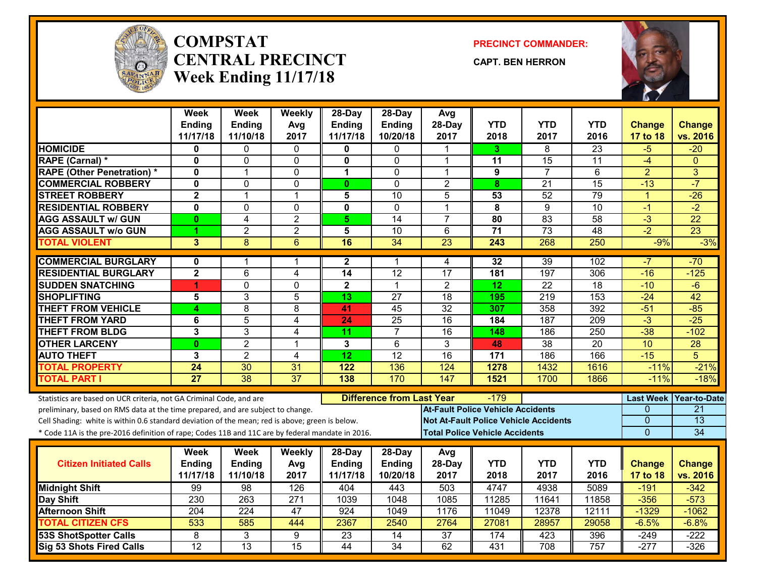# COMPSTAT CENTRAL PRECINCT

## Week Ending 11/17/18

**PRECINCT COMMANDER:**

**CAPT. BEN HERRON**

| | Week Ending 11/17/18 | Week Ending 11/10/18 | Weekly Avg 2017 | 28-Day Ending 11/17/18 | 28-Day Ending 10/20/18 | Avg 28-Day 2017 | YTD 2018 | YTD 2017 | YTD 2016 | Change 17 to 18 | Change vs. 2016 |
|---|---|---|---|---|---|---|---|---|---|---|---|
| HOMICIDE | 0 | 0 | 0 | 0 | 0 | 1 | 3 | 8 | 23 | -5 | -20 |
| RAPE (Carnal) * | 0 | 0 | 0 | 0 | 0 | 1 | 11 | 15 | 11 | -4 | 0 |
| RAPE (Other Penetration) * | 0 | 1 | 0 | 1 | 0 | 1 | 9 | 7 | 6 | 2 | 3 |
| COMMERCIAL ROBBERY | 0 | 0 | 0 | 0 | 0 | 2 | 8 | 21 | 15 | -13 | -7 |
| STREET ROBBERY | 2 | 1 | 1 | 5 | 10 | 5 | 53 | 52 | 79 | 1 | -26 |
| RESIDENTIAL ROBBERY | 0 | 0 | 0 | 0 | 0 | 1 | 8 | 9 | 10 | -1 | -2 |
| AGG ASSAULT w/ GUN | 0 | 4 | 2 | 5 | 14 | 7 | 80 | 83 | 58 | -3 | 22 |
| AGG ASSAULT w/o GUN | 1 | 2 | 2 | 5 | 10 | 6 | 71 | 73 | 48 | -2 | 23 |
| TOTAL VIOLENT | 3 | 8 | 6 | 16 | 34 | 23 | 243 | 268 | 250 | -9% | -3% |
| COMMERCIAL BURGLARY | 0 | 1 | 1 | 2 | 1 | 4 | 32 | 39 | 102 | -7 | -70 |
| RESIDENTIAL BURGLARY | 2 | 6 | 4 | 14 | 12 | 17 | 181 | 197 | 306 | -16 | -125 |
| SUDDEN SNATCHING | 1 | 0 | 0 | 2 | 1 | 2 | 12 | 22 | 18 | -10 | -6 |
| SHOPLIFTING | 5 | 3 | 5 | 13 | 27 | 18 | 195 | 219 | 153 | -24 | 42 |
| THEFT FROM VEHICLE | 4 | 8 | 8 | 41 | 45 | 32 | 307 | 358 | 392 | -51 | -85 |
| THEFT FROM YARD | 6 | 5 | 4 | 24 | 25 | 16 | 184 | 187 | 209 | -3 | -25 |
| THEFT FROM BLDG | 3 | 3 | 4 | 11 | 7 | 16 | 148 | 186 | 250 | -38 | -102 |
| OTHER LARCENY | 0 | 2 | 1 | 3 | 6 | 3 | 48 | 38 | 20 | 10 | 28 |
| AUTO THEFT | 3 | 2 | 4 | 12 | 12 | 16 | 171 | 186 | 166 | -15 | 5 |
| TOTAL PROPERTY | 24 | 30 | 31 | 122 | 136 | 124 | 1278 | 1432 | 1616 | -11% | -21% |
| TOTAL PART I | 27 | 38 | 37 | 138 | 170 | 147 | 1521 | 1700 | 1866 | -11% | -18% |

Statistics are based on UCR criteria, not GA Criminal Code, and are preliminary, based on RMS data at the time prepared, and are subject to change.
Cell Shading: white is within 0.6 standard deviation of the mean; red is above; green is below.
* Code 11A is the pre-2016 definition of rape; Codes 11B and 11C are by federal mandate in 2016.

**Difference from Last Year:** -179

| | Last Week | Year-to-Date |
|---|---|---|
| At-Fault Police Vehicle Accidents | 0 | 21 |
| Not At-Fault Police Vehicle Accidents | 0 | 13 |
| Total Police Vehicle Accidents | 0 | 34 |

| Citizen Initiated Calls | Week Ending 11/17/18 | Week Ending 11/10/18 | Weekly Avg 2017 | 28-Day Ending 11/17/18 | 28-Day Ending 10/20/18 | Avg 28-Day 2017 | YTD 2018 | YTD 2017 | YTD 2016 | Change 17 to 18 | Change vs. 2016 |
|---|---|---|---|---|---|---|---|---|---|---|---|
| Midnight Shift | 99 | 98 | 126 | 404 | 443 | 503 | 4747 | 4938 | 5089 | -191 | -342 |
| Day Shift | 230 | 263 | 271 | 1039 | 1048 | 1085 | 11285 | 11641 | 11858 | -356 | -573 |
| Afternoon Shift | 204 | 224 | 47 | 924 | 1049 | 1176 | 11049 | 12378 | 12111 | -1329 | -1062 |
| TOTAL CITIZEN CFS | 533 | 585 | 444 | 2367 | 2540 | 2764 | 27081 | 28957 | 29058 | -6.5% | -6.8% |
| 53S ShotSpotter Calls | 8 | 3 | 9 | 23 | 14 | 37 | 174 | 423 | 396 | -249 | -222 |
| Sig 53 Shots Fired Calls | 12 | 13 | 15 | 44 | 34 | 62 | 431 | 708 | 757 | -277 | -326 |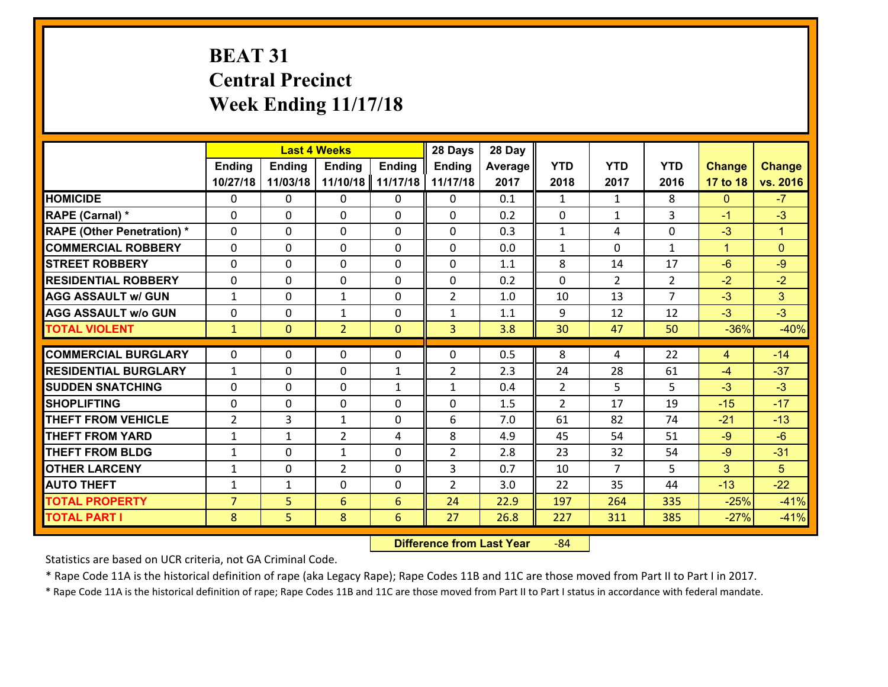# BEAT 31
## Central Precinct
## Week Ending 11/17/18

| | Last 4 Weeks | | | | 28 Days | 28 Day | | | | | |
|---|---|---|---|---|---|---|---|---|---|---|---|
| | Ending 10/27/18 | Ending 11/03/18 | Ending 11/10/18 | Ending 11/17/18 | Ending 11/17/18 | Average 2017 | YTD 2018 | YTD 2017 | YTD 2016 | Change 17 to 18 | Change vs. 2016 |
| HOMICIDE | 0 | 0 | 0 | 0 | 0 | 0.1 | 1 | 1 | 8 | 0 | -7 |
| RAPE (Carnal) * | 0 | 0 | 0 | 0 | 0 | 0.2 | 0 | 1 | 3 | -1 | -3 |
| RAPE (Other Penetration) * | 0 | 0 | 0 | 0 | 0 | 0.3 | 1 | 4 | 0 | -3 | 1 |
| COMMERCIAL ROBBERY | 0 | 0 | 0 | 0 | 0 | 0.0 | 1 | 0 | 1 | 1 | 0 |
| STREET ROBBERY | 0 | 0 | 0 | 0 | 0 | 1.1 | 8 | 14 | 17 | -6 | -9 |
| RESIDENTIAL ROBBERY | 0 | 0 | 0 | 0 | 0 | 0.2 | 0 | 2 | 2 | -2 | -2 |
| AGG ASSAULT w/ GUN | 1 | 0 | 1 | 0 | 2 | 1.0 | 10 | 13 | 7 | -3 | 3 |
| AGG ASSAULT w/o GUN | 0 | 0 | 1 | 0 | 1 | 1.1 | 9 | 12 | 12 | -3 | -3 |
| TOTAL VIOLENT | 1 | 0 | 2 | 0 | 3 | 3.8 | 30 | 47 | 50 | -36% | -40% |
| COMMERCIAL BURGLARY | 0 | 0 | 0 | 0 | 0 | 0.5 | 8 | 4 | 22 | 4 | -14 |
| RESIDENTIAL BURGLARY | 1 | 0 | 0 | 1 | 2 | 2.3 | 24 | 28 | 61 | -4 | -37 |
| SUDDEN SNATCHING | 0 | 0 | 0 | 1 | 1 | 0.4 | 2 | 5 | 5 | -3 | -3 |
| SHOPLIFTING | 0 | 0 | 0 | 0 | 0 | 1.5 | 2 | 17 | 19 | -15 | -17 |
| THEFT FROM VEHICLE | 2 | 3 | 1 | 0 | 6 | 7.0 | 61 | 82 | 74 | -21 | -13 |
| THEFT FROM YARD | 1 | 1 | 2 | 4 | 8 | 4.9 | 45 | 54 | 51 | -9 | -6 |
| THEFT FROM BLDG | 1 | 0 | 1 | 0 | 2 | 2.8 | 23 | 32 | 54 | -9 | -31 |
| OTHER LARCENY | 1 | 0 | 2 | 0 | 3 | 0.7 | 10 | 7 | 5 | 3 | 5 |
| AUTO THEFT | 1 | 1 | 0 | 0 | 2 | 3.0 | 22 | 35 | 44 | -13 | -22 |
| TOTAL PROPERTY | 7 | 5 | 6 | 6 | 24 | 22.9 | 197 | 264 | 335 | -25% | -41% |
| TOTAL PART I | 8 | 5 | 8 | 6 | 27 | 26.8 | 227 | 311 | 385 | -27% | -41% |

**Difference from Last Year** -84

Statistics are based on UCR criteria, not GA Criminal Code.

* Rape Code 11A is the historical definition of rape (aka Legacy Rape); Rape Codes 11B and 11C are those moved from Part II to Part I in 2017.

* Rape Code 11A is the historical definition of rape; Rape Codes 11B and 11C are those moved from Part II to Part I status in accordance with federal mandate.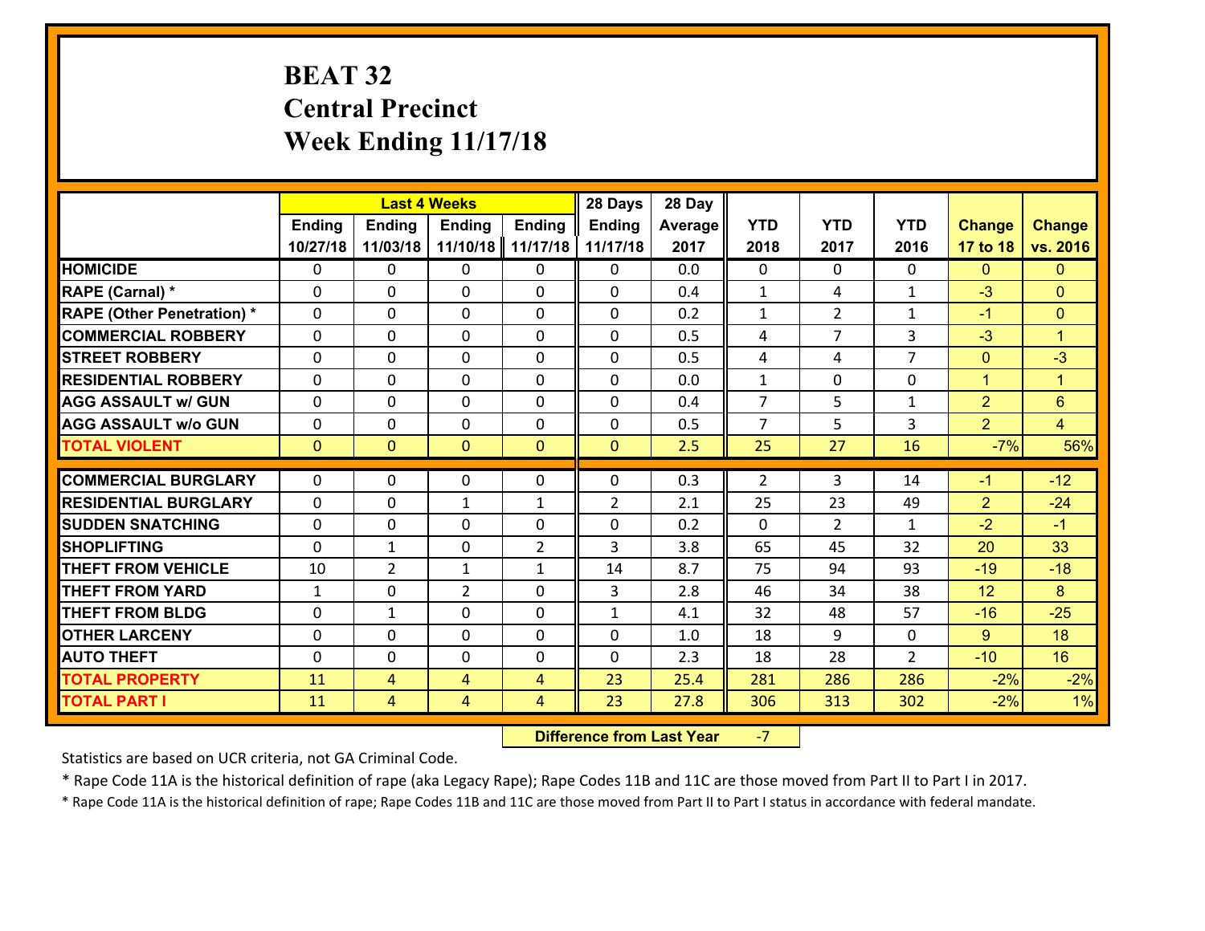# BEAT 32
# Central Precinct
# Week Ending 11/17/18

| | Last 4 Weeks | | | | 28 Days | 28 Day | | | | | |
|---|---|---|---|---|---|---|---|---|---|---|---|
| | Ending 10/27/18 | Ending 11/03/18 | Ending 11/10/18 | Ending 11/17/18 | Ending 11/17/18 | Average 2017 | YTD 2018 | YTD 2017 | YTD 2016 | Change 17 to 18 | Change vs. 2016 |
| HOMICIDE | 0 | 0 | 0 | 0 | 0 | 0.0 | 0 | 0 | 0 | 0 | 0 |
| RAPE (Carnal) * | 0 | 0 | 0 | 0 | 0 | 0.4 | 1 | 4 | 1 | -3 | 0 |
| RAPE (Other Penetration) * | 0 | 0 | 0 | 0 | 0 | 0.2 | 1 | 2 | 1 | -1 | 0 |
| COMMERCIAL ROBBERY | 0 | 0 | 0 | 0 | 0 | 0.5 | 4 | 7 | 3 | -3 | 1 |
| STREET ROBBERY | 0 | 0 | 0 | 0 | 0 | 0.5 | 4 | 4 | 7 | 0 | -3 |
| RESIDENTIAL ROBBERY | 0 | 0 | 0 | 0 | 0 | 0.0 | 1 | 0 | 0 | 1 | 1 |
| AGG ASSAULT w/ GUN | 0 | 0 | 0 | 0 | 0 | 0.4 | 7 | 5 | 1 | 2 | 6 |
| AGG ASSAULT w/o GUN | 0 | 0 | 0 | 0 | 0 | 0.5 | 7 | 5 | 3 | 2 | 4 |
| TOTAL VIOLENT | 0 | 0 | 0 | 0 | 0 | 2.5 | 25 | 27 | 16 | -7% | 56% |
| COMMERCIAL BURGLARY | 0 | 0 | 0 | 0 | 0 | 0.3 | 2 | 3 | 14 | -1 | -12 |
| RESIDENTIAL BURGLARY | 0 | 0 | 1 | 1 | 2 | 2.1 | 25 | 23 | 49 | 2 | -24 |
| SUDDEN SNATCHING | 0 | 0 | 0 | 0 | 0 | 0.2 | 0 | 2 | 1 | -2 | -1 |
| SHOPLIFTING | 0 | 1 | 0 | 2 | 3 | 3.8 | 65 | 45 | 32 | 20 | 33 |
| THEFT FROM VEHICLE | 10 | 2 | 1 | 1 | 14 | 8.7 | 75 | 94 | 93 | -19 | -18 |
| THEFT FROM YARD | 1 | 0 | 2 | 0 | 3 | 2.8 | 46 | 34 | 38 | 12 | 8 |
| THEFT FROM BLDG | 0 | 1 | 0 | 0 | 1 | 4.1 | 32 | 48 | 57 | -16 | -25 |
| OTHER LARCENY | 0 | 0 | 0 | 0 | 0 | 1.0 | 18 | 9 | 0 | 9 | 18 |
| AUTO THEFT | 0 | 0 | 0 | 0 | 0 | 2.3 | 18 | 28 | 2 | -10 | 16 |
| TOTAL PROPERTY | 11 | 4 | 4 | 4 | 23 | 25.4 | 281 | 286 | 286 | -2% | -2% |
| TOTAL PART I | 11 | 4 | 4 | 4 | 23 | 27.8 | 306 | 313 | 302 | -2% | 1% |

**Difference from Last Year** -7

Statistics are based on UCR criteria, not GA Criminal Code.

* Rape Code 11A is the historical definition of rape (aka Legacy Rape); Rape Codes 11B and 11C are those moved from Part II to Part I in 2017.

* Rape Code 11A is the historical definition of rape; Rape Codes 11B and 11C are those moved from Part II to Part I status in accordance with federal mandate.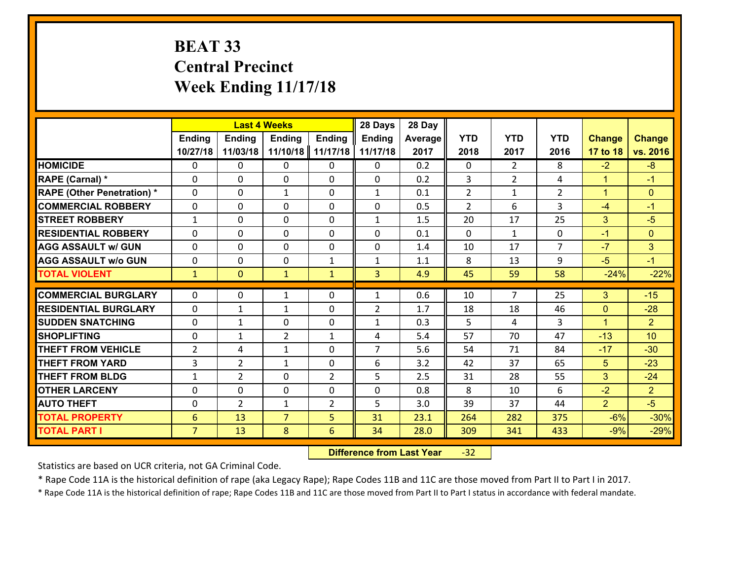# BEAT 33
## Central Precinct
## Week Ending 11/17/18

| | Last 4 Weeks | | | | 28 Days | 28 Day | | | | | |
|---|---|---|---|---|---|---|---|---|---|---|---|
| | Ending 10/27/18 | Ending 11/03/18 | Ending 11/10/18 | Ending 11/17/18 | Ending 11/17/18 | Average 2017 | YTD 2018 | YTD 2017 | YTD 2016 | Change 17 to 18 | Change vs. 2016 |
| **HOMICIDE** | 0 | 0 | 0 | 0 | 0 | 0.2 | 0 | 2 | 8 | -2 | -8 |
| **RAPE (Carnal) *** | 0 | 0 | 0 | 0 | 0 | 0.2 | 3 | 2 | 4 | 1 | -1 |
| **RAPE (Other Penetration) *** | 0 | 0 | 1 | 0 | 1 | 0.1 | 2 | 1 | 2 | 1 | 0 |
| **COMMERCIAL ROBBERY** | 0 | 0 | 0 | 0 | 0 | 0.5 | 2 | 6 | 3 | -4 | -1 |
| **STREET ROBBERY** | 1 | 0 | 0 | 0 | 1 | 1.5 | 20 | 17 | 25 | 3 | -5 |
| **RESIDENTIAL ROBBERY** | 0 | 0 | 0 | 0 | 0 | 0.1 | 0 | 1 | 0 | -1 | 0 |
| **AGG ASSAULT w/ GUN** | 0 | 0 | 0 | 0 | 0 | 1.4 | 10 | 17 | 7 | -7 | 3 |
| **AGG ASSAULT w/o GUN** | 0 | 0 | 0 | 1 | 1 | 1.1 | 8 | 13 | 9 | -5 | -1 |
| **TOTAL VIOLENT** | 1 | 0 | 1 | 1 | 3 | 4.9 | 45 | 59 | 58 | -24% | -22% |
| **COMMERCIAL BURGLARY** | 0 | 0 | 1 | 0 | 1 | 0.6 | 10 | 7 | 25 | 3 | -15 |
| **RESIDENTIAL BURGLARY** | 0 | 1 | 1 | 0 | 2 | 1.7 | 18 | 18 | 46 | 0 | -28 |
| **SUDDEN SNATCHING** | 0 | 1 | 0 | 0 | 1 | 0.3 | 5 | 4 | 3 | 1 | 2 |
| **SHOPLIFTING** | 0 | 1 | 2 | 1 | 4 | 5.4 | 57 | 70 | 47 | -13 | 10 |
| **THEFT FROM VEHICLE** | 2 | 4 | 1 | 0 | 7 | 5.6 | 54 | 71 | 84 | -17 | -30 |
| **THEFT FROM YARD** | 3 | 2 | 1 | 0 | 6 | 3.2 | 42 | 37 | 65 | 5 | -23 |
| **THEFT FROM BLDG** | 1 | 2 | 0 | 2 | 5 | 2.5 | 31 | 28 | 55 | 3 | -24 |
| **OTHER LARCENY** | 0 | 0 | 0 | 0 | 0 | 0.8 | 8 | 10 | 6 | -2 | 2 |
| **AUTO THEFT** | 0 | 2 | 1 | 2 | 5 | 3.0 | 39 | 37 | 44 | 2 | -5 |
| **TOTAL PROPERTY** | 6 | 13 | 7 | 5 | 31 | 23.1 | 264 | 282 | 375 | -6% | -30% |
| **TOTAL PART I** | 7 | 13 | 8 | 6 | 34 | 28.0 | 309 | 341 | 433 | -9% | -29% |

**Difference from Last Year** -32

Statistics are based on UCR criteria, not GA Criminal Code.

* Rape Code 11A is the historical definition of rape (aka Legacy Rape); Rape Codes 11B and 11C are those moved from Part II to Part I in 2017.

* Rape Code 11A is the historical definition of rape; Rape Codes 11B and 11C are those moved from Part II to Part I status in accordance with federal mandate.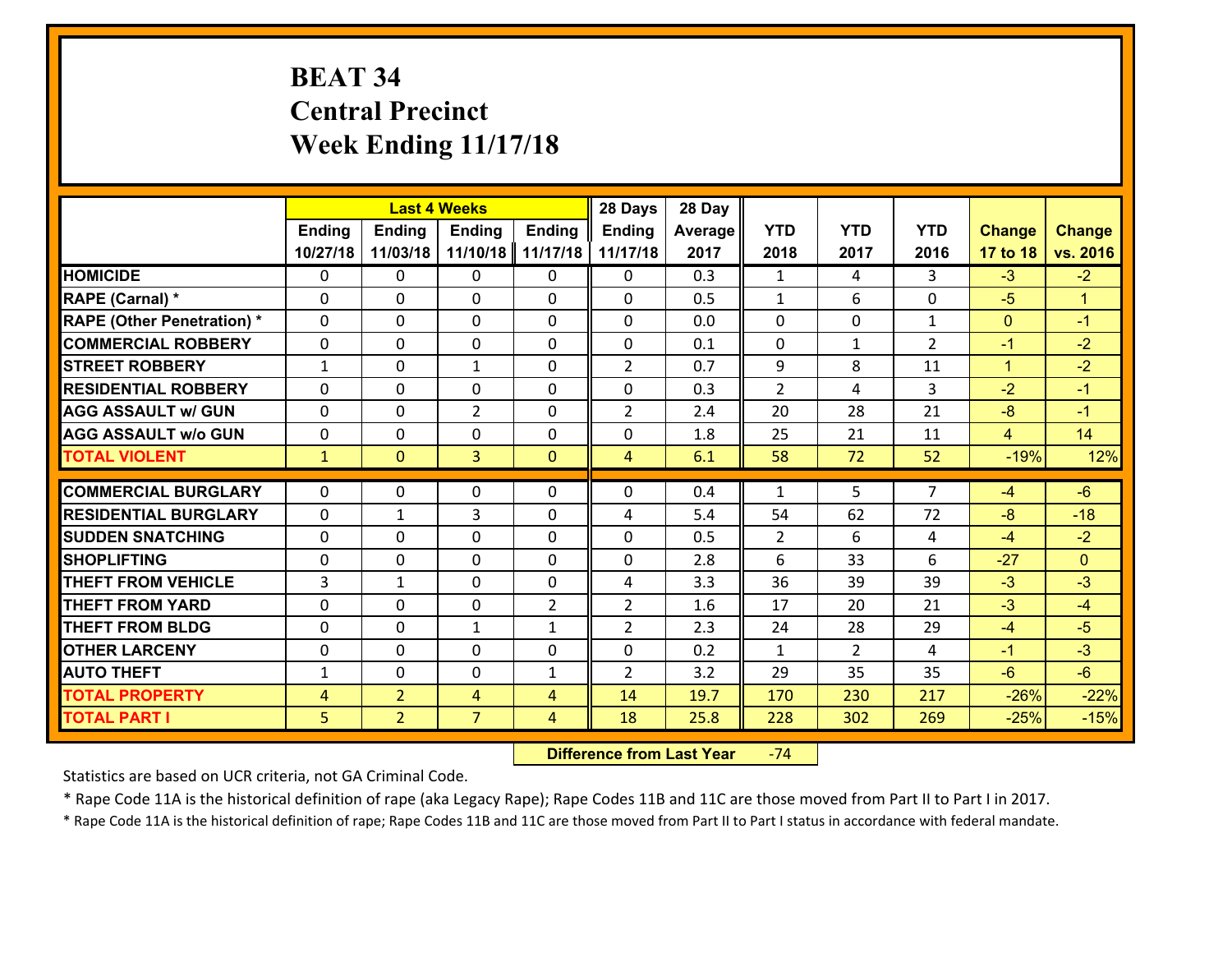# BEAT 34
## Central Precinct
## Week Ending 11/17/18

| | Last 4 Weeks | | | | 28 Days | 28 Day | | | | | |
|---|---|---|---|---|---|---|---|---|---|---|---|
| | Ending 10/27/18 | Ending 11/03/18 | Ending 11/10/18 | Ending 11/17/18 | Ending 11/17/18 | Average 2017 | YTD 2018 | YTD 2017 | YTD 2016 | Change 17 to 18 | Change vs. 2016 |
| **HOMICIDE** | 0 | 0 | 0 | 0 | 0 | 0.3 | 1 | 4 | 3 | -3 | -2 |
| **RAPE (Carnal) *** | 0 | 0 | 0 | 0 | 0 | 0.5 | 1 | 6 | 0 | -5 | 1 |
| **RAPE (Other Penetration) *** | 0 | 0 | 0 | 0 | 0 | 0.0 | 0 | 0 | 1 | 0 | -1 |
| **COMMERCIAL ROBBERY** | 0 | 0 | 0 | 0 | 0 | 0.1 | 0 | 1 | 2 | -1 | -2 |
| **STREET ROBBERY** | 1 | 0 | 1 | 0 | 2 | 0.7 | 9 | 8 | 11 | 1 | -2 |
| **RESIDENTIAL ROBBERY** | 0 | 0 | 0 | 0 | 0 | 0.3 | 2 | 4 | 3 | -2 | -1 |
| **AGG ASSAULT w/ GUN** | 0 | 0 | 2 | 0 | 2 | 2.4 | 20 | 28 | 21 | -8 | -1 |
| **AGG ASSAULT w/o GUN** | 0 | 0 | 0 | 0 | 0 | 1.8 | 25 | 21 | 11 | 4 | 14 |
| **TOTAL VIOLENT** | 1 | 0 | 3 | 0 | 4 | 6.1 | 58 | 72 | 52 | -19% | 12% |
| **COMMERCIAL BURGLARY** | 0 | 0 | 0 | 0 | 0 | 0.4 | 1 | 5 | 7 | -4 | -6 |
| **RESIDENTIAL BURGLARY** | 0 | 1 | 3 | 0 | 4 | 5.4 | 54 | 62 | 72 | -8 | -18 |
| **SUDDEN SNATCHING** | 0 | 0 | 0 | 0 | 0 | 0.5 | 2 | 6 | 4 | -4 | -2 |
| **SHOPLIFTING** | 0 | 0 | 0 | 0 | 0 | 2.8 | 6 | 33 | 6 | -27 | 0 |
| **THEFT FROM VEHICLE** | 3 | 1 | 0 | 0 | 4 | 3.3 | 36 | 39 | 39 | -3 | -3 |
| **THEFT FROM YARD** | 0 | 0 | 0 | 2 | 2 | 1.6 | 17 | 20 | 21 | -3 | -4 |
| **THEFT FROM BLDG** | 0 | 0 | 1 | 1 | 2 | 2.3 | 24 | 28 | 29 | -4 | -5 |
| **OTHER LARCENY** | 0 | 0 | 0 | 0 | 0 | 0.2 | 1 | 2 | 4 | -1 | -3 |
| **AUTO THEFT** | 1 | 0 | 0 | 1 | 2 | 3.2 | 29 | 35 | 35 | -6 | -6 |
| **TOTAL PROPERTY** | 4 | 2 | 4 | 4 | 14 | 19.7 | 170 | 230 | 217 | -26% | -22% |
| **TOTAL PART I** | 5 | 2 | 7 | 4 | 18 | 25.8 | 228 | 302 | 269 | -25% | -15% |

**Difference from Last Year** -74

Statistics are based on UCR criteria, not GA Criminal Code.

* Rape Code 11A is the historical definition of rape (aka Legacy Rape); Rape Codes 11B and 11C are those moved from Part II to Part I in 2017.

* Rape Code 11A is the historical definition of rape; Rape Codes 11B and 11C are those moved from Part II to Part I status in accordance with federal mandate.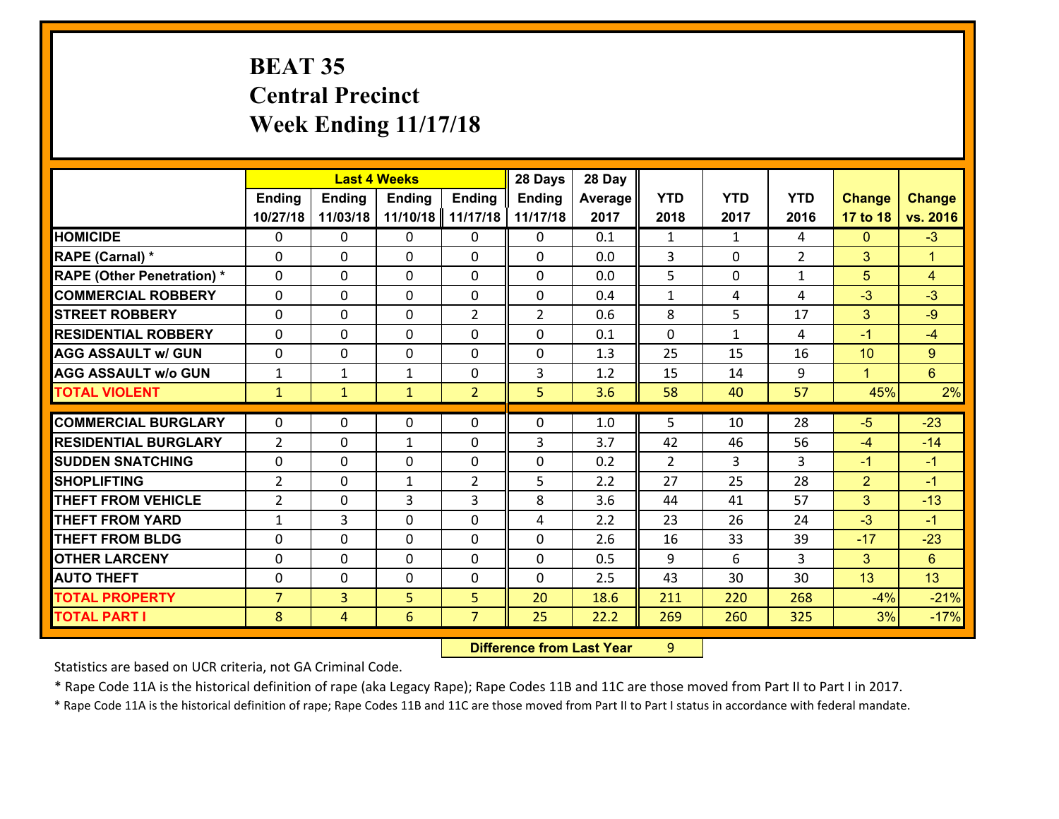# BEAT 35
# Central Precinct
# Week Ending 11/17/18

| | Last 4 Weeks | | | | 28 Days | 28 Day | | | | | |
|---|---|---|---|---|---|---|---|---|---|---|---|
| | Ending 10/27/18 | Ending 11/03/18 | Ending 11/10/18 | Ending 11/17/18 | Ending 11/17/18 | Average 2017 | YTD 2018 | YTD 2017 | YTD 2016 | Change 17 to 18 | Change vs. 2016 |
| **HOMICIDE** | 0 | 0 | 0 | 0 | 0 | 0.1 | 1 | 1 | 4 | 0 | -3 |
| **RAPE (Carnal) *** | 0 | 0 | 0 | 0 | 0 | 0.0 | 3 | 0 | 2 | 3 | 1 |
| **RAPE (Other Penetration) *** | 0 | 0 | 0 | 0 | 0 | 0.0 | 5 | 0 | 1 | 5 | 4 |
| **COMMERCIAL ROBBERY** | 0 | 0 | 0 | 0 | 0 | 0.4 | 1 | 4 | 4 | -3 | -3 |
| **STREET ROBBERY** | 0 | 0 | 0 | 2 | 2 | 0.6 | 8 | 5 | 17 | 3 | -9 |
| **RESIDENTIAL ROBBERY** | 0 | 0 | 0 | 0 | 0 | 0.1 | 0 | 1 | 4 | -1 | -4 |
| **AGG ASSAULT w/ GUN** | 0 | 0 | 0 | 0 | 0 | 1.3 | 25 | 15 | 16 | 10 | 9 |
| **AGG ASSAULT w/o GUN** | 1 | 1 | 1 | 0 | 3 | 1.2 | 15 | 14 | 9 | 1 | 6 |
| **TOTAL VIOLENT** | 1 | 1 | 1 | 2 | 5 | 3.6 | 58 | 40 | 57 | 45% | 2% |
| **COMMERCIAL BURGLARY** | 0 | 0 | 0 | 0 | 0 | 1.0 | 5 | 10 | 28 | -5 | -23 |
| **RESIDENTIAL BURGLARY** | 2 | 0 | 1 | 0 | 3 | 3.7 | 42 | 46 | 56 | -4 | -14 |
| **SUDDEN SNATCHING** | 0 | 0 | 0 | 0 | 0 | 0.2 | 2 | 3 | 3 | -1 | -1 |
| **SHOPLIFTING** | 2 | 0 | 1 | 2 | 5 | 2.2 | 27 | 25 | 28 | 2 | -1 |
| **THEFT FROM VEHICLE** | 2 | 0 | 3 | 3 | 8 | 3.6 | 44 | 41 | 57 | 3 | -13 |
| **THEFT FROM YARD** | 1 | 3 | 0 | 0 | 4 | 2.2 | 23 | 26 | 24 | -3 | -1 |
| **THEFT FROM BLDG** | 0 | 0 | 0 | 0 | 0 | 2.6 | 16 | 33 | 39 | -17 | -23 |
| **OTHER LARCENY** | 0 | 0 | 0 | 0 | 0 | 0.5 | 9 | 6 | 3 | 3 | 6 |
| **AUTO THEFT** | 0 | 0 | 0 | 0 | 0 | 2.5 | 43 | 30 | 30 | 13 | 13 |
| **TOTAL PROPERTY** | 7 | 3 | 5 | 5 | 20 | 18.6 | 211 | 220 | 268 | -4% | -21% |
| **TOTAL PART I** | 8 | 4 | 6 | 7 | 25 | 22.2 | 269 | 260 | 325 | 3% | -17% |

**Difference from Last Year** 9

Statistics are based on UCR criteria, not GA Criminal Code.

* Rape Code 11A is the historical definition of rape (aka Legacy Rape); Rape Codes 11B and 11C are those moved from Part II to Part I in 2017.

* Rape Code 11A is the historical definition of rape; Rape Codes 11B and 11C are those moved from Part II to Part I status in accordance with federal mandate.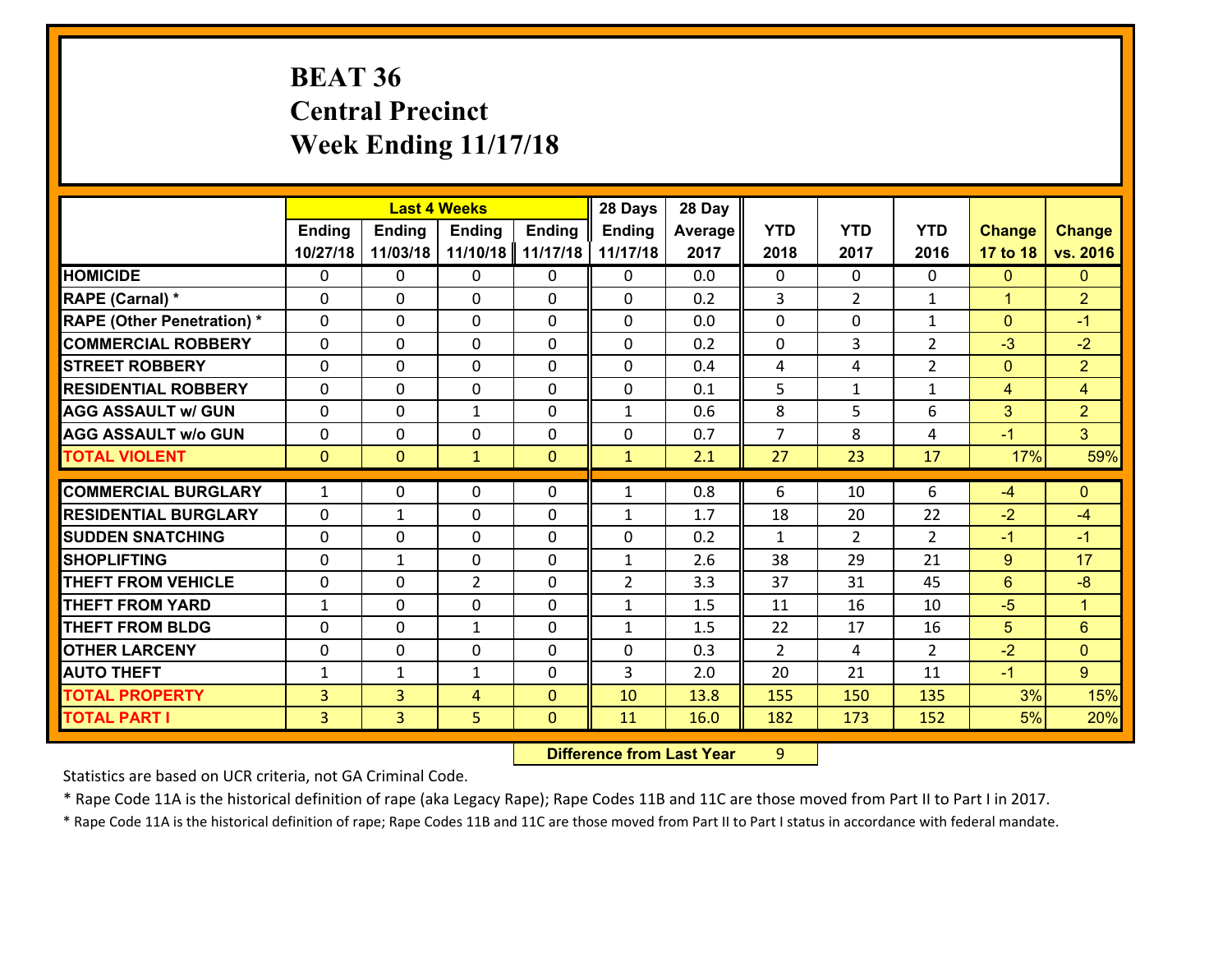# BEAT 36
# Central Precinct
# Week Ending 11/17/18

| | Last 4 Weeks | | | | 28 Days | 28 Day | | | | | |
|---|---|---|---|---|---|---|---|---|---|---|---|
| | Ending 10/27/18 | Ending 11/03/18 | Ending 11/10/18 | Ending 11/17/18 | Ending 11/17/18 | Average 2017 | YTD 2018 | YTD 2017 | YTD 2016 | Change 17 to 18 | Change vs. 2016 |
| **HOMICIDE** | 0 | 0 | 0 | 0 | 0 | 0.0 | 0 | 0 | 0 | 0 | 0 |
| **RAPE (Carnal) *** | 0 | 0 | 0 | 0 | 0 | 0.2 | 3 | 2 | 1 | 1 | 2 |
| **RAPE (Other Penetration) *** | 0 | 0 | 0 | 0 | 0 | 0.0 | 0 | 0 | 1 | 0 | -1 |
| **COMMERCIAL ROBBERY** | 0 | 0 | 0 | 0 | 0 | 0.2 | 0 | 3 | 2 | -3 | -2 |
| **STREET ROBBERY** | 0 | 0 | 0 | 0 | 0 | 0.4 | 4 | 4 | 2 | 0 | 2 |
| **RESIDENTIAL ROBBERY** | 0 | 0 | 0 | 0 | 0 | 0.1 | 5 | 1 | 1 | 4 | 4 |
| **AGG ASSAULT w/ GUN** | 0 | 0 | 1 | 0 | 1 | 0.6 | 8 | 5 | 6 | 3 | 2 |
| **AGG ASSAULT w/o GUN** | 0 | 0 | 0 | 0 | 0 | 0.7 | 7 | 8 | 4 | -1 | 3 |
| **TOTAL VIOLENT** | 0 | 0 | 1 | 0 | 1 | 2.1 | 27 | 23 | 17 | 17% | 59% |
| **COMMERCIAL BURGLARY** | 1 | 0 | 0 | 0 | 1 | 0.8 | 6 | 10 | 6 | -4 | 0 |
| **RESIDENTIAL BURGLARY** | 0 | 1 | 0 | 0 | 1 | 1.7 | 18 | 20 | 22 | -2 | -4 |
| **SUDDEN SNATCHING** | 0 | 0 | 0 | 0 | 0 | 0.2 | 1 | 2 | 2 | -1 | -1 |
| **SHOPLIFTING** | 0 | 1 | 0 | 0 | 1 | 2.6 | 38 | 29 | 21 | 9 | 17 |
| **THEFT FROM VEHICLE** | 0 | 0 | 2 | 0 | 2 | 3.3 | 37 | 31 | 45 | 6 | -8 |
| **THEFT FROM YARD** | 1 | 0 | 0 | 0 | 1 | 1.5 | 11 | 16 | 10 | -5 | 1 |
| **THEFT FROM BLDG** | 0 | 0 | 1 | 0 | 1 | 1.5 | 22 | 17 | 16 | 5 | 6 |
| **OTHER LARCENY** | 0 | 0 | 0 | 0 | 0 | 0.3 | 2 | 4 | 2 | -2 | 0 |
| **AUTO THEFT** | 1 | 1 | 1 | 0 | 3 | 2.0 | 20 | 21 | 11 | -1 | 9 |
| **TOTAL PROPERTY** | 3 | 3 | 4 | 0 | 10 | 13.8 | 155 | 150 | 135 | 3% | 15% |
| **TOTAL PART I** | 3 | 3 | 5 | 0 | 11 | 16.0 | 182 | 173 | 152 | 5% | 20% |

**Difference from Last Year** 9

Statistics are based on UCR criteria, not GA Criminal Code.

* Rape Code 11A is the historical definition of rape (aka Legacy Rape); Rape Codes 11B and 11C are those moved from Part II to Part I in 2017.

* Rape Code 11A is the historical definition of rape; Rape Codes 11B and 11C are those moved from Part II to Part I status in accordance with federal mandate.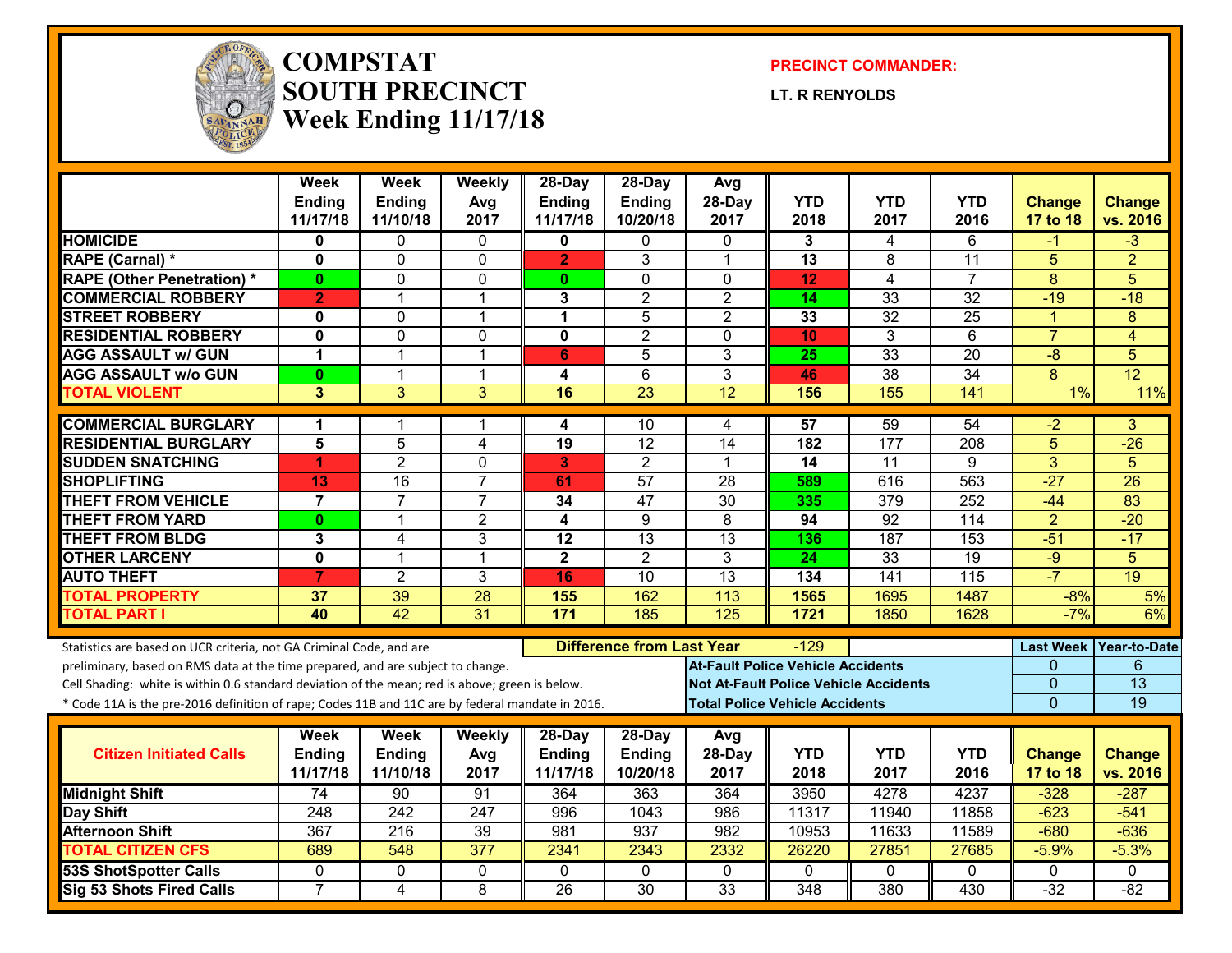# COMPSTAT
# SOUTH PRECINCT
# Week Ending 11/17/18

**PRECINCT COMMANDER:**

**LT. R RENYOLDS**

| | Week Ending 11/17/18 | Week Ending 11/10/18 | Weekly Avg 2017 | 28-Day Ending 11/17/18 | 28-Day Ending 10/20/18 | Avg 28-Day 2017 | YTD 2018 | YTD 2017 | YTD 2016 | Change 17 to 18 | Change vs. 2016 |
|---|---|---|---|---|---|---|---|---|---|---|---|
| HOMICIDE | 0 | 0 | 0 | 0 | 0 | 0 | 3 | 4 | 6 | -1 | -3 |
| RAPE (Carnal) * | 0 | 0 | 0 | 2 | 3 | 1 | 13 | 8 | 11 | 5 | 2 |
| RAPE (Other Penetration) * | 0 | 0 | 0 | 0 | 0 | 0 | 12 | 4 | 7 | 8 | 5 |
| COMMERCIAL ROBBERY | 2 | 1 | 1 | 3 | 2 | 2 | 14 | 33 | 32 | -19 | -18 |
| STREET ROBBERY | 0 | 0 | 1 | 1 | 5 | 2 | 33 | 32 | 25 | 1 | 8 |
| RESIDENTIAL ROBBERY | 0 | 0 | 0 | 0 | 2 | 0 | 10 | 3 | 6 | 7 | 4 |
| AGG ASSAULT w/ GUN | 1 | 1 | 1 | 6 | 5 | 3 | 25 | 33 | 20 | -8 | 5 |
| AGG ASSAULT w/o GUN | 0 | 1 | 1 | 4 | 6 | 3 | 46 | 38 | 34 | 8 | 12 |
| TOTAL VIOLENT | 3 | 3 | 3 | 16 | 23 | 12 | 156 | 155 | 141 | 1% | 11% |
| COMMERCIAL BURGLARY | 1 | 1 | 1 | 4 | 10 | 4 | 57 | 59 | 54 | -2 | 3 |
| RESIDENTIAL BURGLARY | 5 | 5 | 4 | 19 | 12 | 14 | 182 | 177 | 208 | 5 | -26 |
| SUDDEN SNATCHING | 1 | 2 | 0 | 3 | 2 | 1 | 14 | 11 | 9 | 3 | 5 |
| SHOPLIFTING | 13 | 16 | 7 | 61 | 57 | 28 | 589 | 616 | 563 | -27 | 26 |
| THEFT FROM VEHICLE | 7 | 7 | 7 | 34 | 47 | 30 | 335 | 379 | 252 | -44 | 83 |
| THEFT FROM YARD | 0 | 1 | 2 | 4 | 9 | 8 | 94 | 92 | 114 | 2 | -20 |
| THEFT FROM BLDG | 3 | 4 | 3 | 12 | 13 | 13 | 136 | 187 | 153 | -51 | -17 |
| OTHER LARCENY | 0 | 1 | 1 | 2 | 2 | 3 | 24 | 33 | 19 | -9 | 5 |
| AUTO THEFT | 7 | 2 | 3 | 16 | 10 | 13 | 134 | 141 | 115 | -7 | 19 |
| TOTAL PROPERTY | 37 | 39 | 28 | 155 | 162 | 113 | 1565 | 1695 | 1487 | -8% | 5% |
| TOTAL PART I | 40 | 42 | 31 | 171 | 185 | 125 | 1721 | 1850 | 1628 | -7% | 6% |

Statistics are based on UCR criteria, not GA Criminal Code, and are preliminary, based on RMS data at the time prepared, and are subject to change.
Cell Shading: white is within 0.6 standard deviation of the mean; red is above; green is below.
* Code 11A is the pre-2016 definition of rape; Codes 11B and 11C are by federal mandate in 2016.

**Difference from Last Year**: -129

| | Last Week | Year-to-Date |
|---|---|---|
| At-Fault Police Vehicle Accidents | 0 | 6 |
| Not At-Fault Police Vehicle Accidents | 0 | 13 |
| Total Police Vehicle Accidents | 0 | 19 |

| Citizen Initiated Calls | Week Ending 11/17/18 | Week Ending 11/10/18 | Weekly Avg 2017 | 28-Day Ending 11/17/18 | 28-Day Ending 10/20/18 | Avg 28-Day 2017 | YTD 2018 | YTD 2017 | YTD 2016 | Change 17 to 18 | Change vs. 2016 |
|---|---|---|---|---|---|---|---|---|---|---|---|
| Midnight Shift | 74 | 90 | 91 | 364 | 363 | 364 | 3950 | 4278 | 4237 | -328 | -287 |
| Day Shift | 248 | 242 | 247 | 996 | 1043 | 986 | 11317 | 11940 | 11858 | -623 | -541 |
| Afternoon Shift | 367 | 216 | 39 | 981 | 937 | 982 | 10953 | 11633 | 11589 | -680 | -636 |
| TOTAL CITIZEN CFS | 689 | 548 | 377 | 2341 | 2343 | 2332 | 26220 | 27851 | 27685 | -5.9% | -5.3% |
| 53S ShotSpotter Calls | 0 | 0 | 0 | 0 | 0 | 0 | 0 | 0 | 0 | 0 | 0 |
| Sig 53 Shots Fired Calls | 7 | 4 | 8 | 26 | 30 | 33 | 348 | 380 | 430 | -32 | -82 |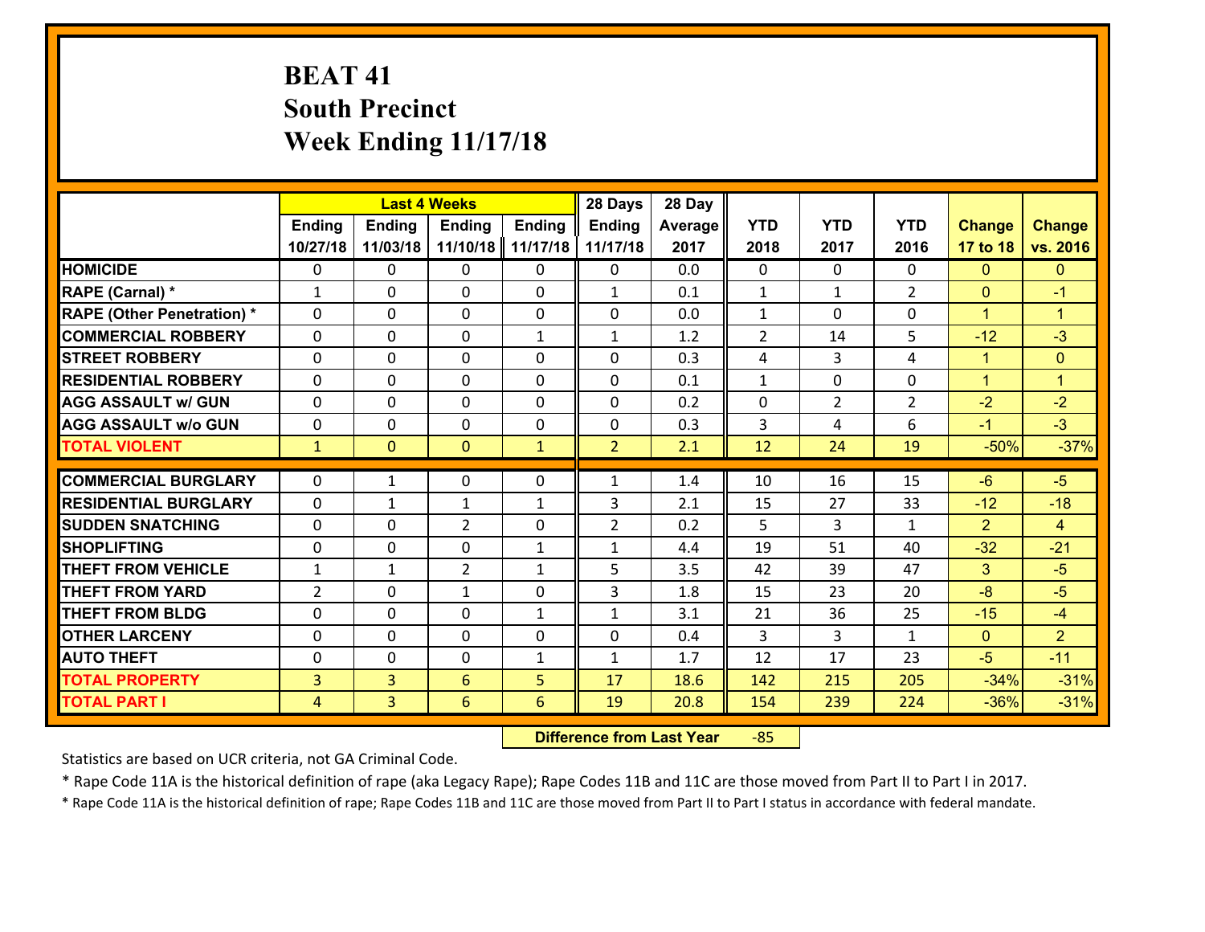# BEAT 41
## South Precinct
## Week Ending 11/17/18

| | Last 4 Weeks | | | | 28 Days | 28 Day | | | | | |
|---|---|---|---|---|---|---|---|---|---|---|---|
| | Ending 10/27/18 | Ending 11/03/18 | Ending 11/10/18 | Ending 11/17/18 | Ending 11/17/18 | Average 2017 | YTD 2018 | YTD 2017 | YTD 2016 | Change 17 to 18 | Change vs. 2016 |
| HOMICIDE | 0 | 0 | 0 | 0 | 0 | 0.0 | 0 | 0 | 0 | 0 | 0 |
| RAPE (Carnal) * | 1 | 0 | 0 | 0 | 1 | 0.1 | 1 | 1 | 2 | 0 | -1 |
| RAPE (Other Penetration) * | 0 | 0 | 0 | 0 | 0 | 0.0 | 1 | 0 | 0 | 1 | 1 |
| COMMERCIAL ROBBERY | 0 | 0 | 0 | 1 | 1 | 1.2 | 2 | 14 | 5 | -12 | -3 |
| STREET ROBBERY | 0 | 0 | 0 | 0 | 0 | 0.3 | 4 | 3 | 4 | 1 | 0 |
| RESIDENTIAL ROBBERY | 0 | 0 | 0 | 0 | 0 | 0.1 | 1 | 0 | 0 | 1 | 1 |
| AGG ASSAULT w/ GUN | 0 | 0 | 0 | 0 | 0 | 0.2 | 0 | 2 | 2 | -2 | -2 |
| AGG ASSAULT w/o GUN | 0 | 0 | 0 | 0 | 0 | 0.3 | 3 | 4 | 6 | -1 | -3 |
| TOTAL VIOLENT | 1 | 0 | 0 | 1 | 2 | 2.1 | 12 | 24 | 19 | -50% | -37% |
| COMMERCIAL BURGLARY | 0 | 1 | 0 | 0 | 1 | 1.4 | 10 | 16 | 15 | -6 | -5 |
| RESIDENTIAL BURGLARY | 0 | 1 | 1 | 1 | 3 | 2.1 | 15 | 27 | 33 | -12 | -18 |
| SUDDEN SNATCHING | 0 | 0 | 2 | 0 | 2 | 0.2 | 5 | 3 | 1 | 2 | 4 |
| SHOPLIFTING | 0 | 0 | 0 | 1 | 1 | 4.4 | 19 | 51 | 40 | -32 | -21 |
| THEFT FROM VEHICLE | 1 | 1 | 2 | 1 | 5 | 3.5 | 42 | 39 | 47 | 3 | -5 |
| THEFT FROM YARD | 2 | 0 | 1 | 0 | 3 | 1.8 | 15 | 23 | 20 | -8 | -5 |
| THEFT FROM BLDG | 0 | 0 | 0 | 1 | 1 | 3.1 | 21 | 36 | 25 | -15 | -4 |
| OTHER LARCENY | 0 | 0 | 0 | 0 | 0 | 0.4 | 3 | 3 | 1 | 0 | 2 |
| AUTO THEFT | 0 | 0 | 0 | 1 | 1 | 1.7 | 12 | 17 | 23 | -5 | -11 |
| TOTAL PROPERTY | 3 | 3 | 6 | 5 | 17 | 18.6 | 142 | 215 | 205 | -34% | -31% |
| TOTAL PART I | 4 | 3 | 6 | 6 | 19 | 20.8 | 154 | 239 | 224 | -36% | -31% |

**Difference from Last Year** -85

Statistics are based on UCR criteria, not GA Criminal Code.

* Rape Code 11A is the historical definition of rape (aka Legacy Rape); Rape Codes 11B and 11C are those moved from Part II to Part I in 2017.

* Rape Code 11A is the historical definition of rape; Rape Codes 11B and 11C are those moved from Part II to Part I status in accordance with federal mandate.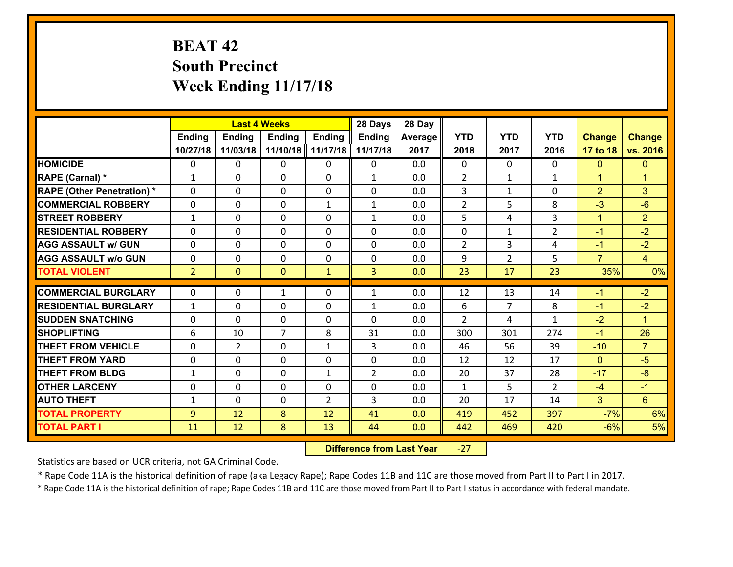# BEAT 42
# South Precinct
# Week Ending 11/17/18

| | Last 4 Weeks | | | | 28 Days | 28 Day | | | | | |
|---|---|---|---|---|---|---|---|---|---|---|---|
| | Ending 10/27/18 | Ending 11/03/18 | Ending 11/10/18 | Ending 11/17/18 | Ending 11/17/18 | Average 2017 | YTD 2018 | YTD 2017 | YTD 2016 | Change 17 to 18 | Change vs. 2016 |
| HOMICIDE | 0 | 0 | 0 | 0 | 0 | 0.0 | 0 | 0 | 0 | 0 | 0 |
| RAPE (Carnal) * | 1 | 0 | 0 | 0 | 1 | 0.0 | 2 | 1 | 1 | 1 | 1 |
| RAPE (Other Penetration) * | 0 | 0 | 0 | 0 | 0 | 0.0 | 3 | 1 | 0 | 2 | 3 |
| COMMERCIAL ROBBERY | 0 | 0 | 0 | 1 | 1 | 0.0 | 2 | 5 | 8 | -3 | -6 |
| STREET ROBBERY | 1 | 0 | 0 | 0 | 1 | 0.0 | 5 | 4 | 3 | 1 | 2 |
| RESIDENTIAL ROBBERY | 0 | 0 | 0 | 0 | 0 | 0.0 | 0 | 1 | 2 | -1 | -2 |
| AGG ASSAULT w/ GUN | 0 | 0 | 0 | 0 | 0 | 0.0 | 2 | 3 | 4 | -1 | -2 |
| AGG ASSAULT w/o GUN | 0 | 0 | 0 | 0 | 0 | 0.0 | 9 | 2 | 5 | 7 | 4 |
| TOTAL VIOLENT | 2 | 0 | 0 | 1 | 3 | 0.0 | 23 | 17 | 23 | 35% | 0% |
| COMMERCIAL BURGLARY | 0 | 0 | 1 | 0 | 1 | 0.0 | 12 | 13 | 14 | -1 | -2 |
| RESIDENTIAL BURGLARY | 1 | 0 | 0 | 0 | 1 | 0.0 | 6 | 7 | 8 | -1 | -2 |
| SUDDEN SNATCHING | 0 | 0 | 0 | 0 | 0 | 0.0 | 2 | 4 | 1 | -2 | 1 |
| SHOPLIFTING | 6 | 10 | 7 | 8 | 31 | 0.0 | 300 | 301 | 274 | -1 | 26 |
| THEFT FROM VEHICLE | 0 | 2 | 0 | 1 | 3 | 0.0 | 46 | 56 | 39 | -10 | 7 |
| THEFT FROM YARD | 0 | 0 | 0 | 0 | 0 | 0.0 | 12 | 12 | 17 | 0 | -5 |
| THEFT FROM BLDG | 1 | 0 | 0 | 1 | 2 | 0.0 | 20 | 37 | 28 | -17 | -8 |
| OTHER LARCENY | 0 | 0 | 0 | 0 | 0 | 0.0 | 1 | 5 | 2 | -4 | -1 |
| AUTO THEFT | 1 | 0 | 0 | 2 | 3 | 0.0 | 20 | 17 | 14 | 3 | 6 |
| TOTAL PROPERTY | 9 | 12 | 8 | 12 | 41 | 0.0 | 419 | 452 | 397 | -7% | 6% |
| TOTAL PART I | 11 | 12 | 8 | 13 | 44 | 0.0 | 442 | 469 | 420 | -6% | 5% |

**Difference from Last Year** -27

Statistics are based on UCR criteria, not GA Criminal Code.

* Rape Code 11A is the historical definition of rape (aka Legacy Rape); Rape Codes 11B and 11C are those moved from Part II to Part I in 2017.

* Rape Code 11A is the historical definition of rape; Rape Codes 11B and 11C are those moved from Part II to Part I status in accordance with federal mandate.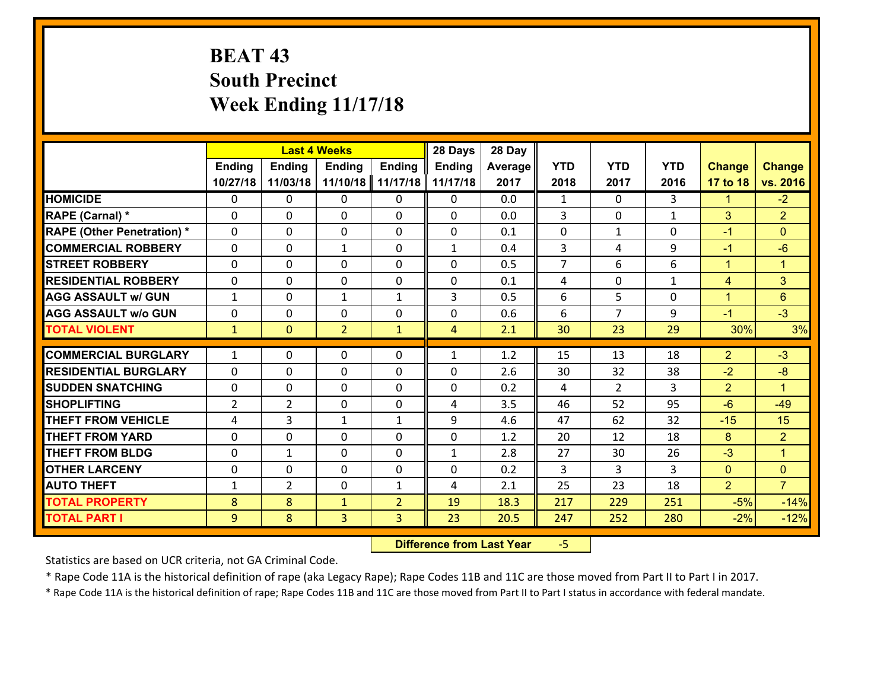# BEAT 43
# South Precinct
# Week Ending 11/17/18

| | Last 4 Weeks | | | | 28 Days | 28 Day | | | | | |
|---|---|---|---|---|---|---|---|---|---|---|---|
| | Ending 10/27/18 | Ending 11/03/18 | Ending 11/10/18 | Ending 11/17/18 | Ending 11/17/18 | Average 2017 | YTD 2018 | YTD 2017 | YTD 2016 | Change 17 to 18 | Change vs. 2016 |
| HOMICIDE | 0 | 0 | 0 | 0 | 0 | 0.0 | 1 | 0 | 3 | 1 | -2 |
| RAPE (Carnal) * | 0 | 0 | 0 | 0 | 0 | 0.0 | 3 | 0 | 1 | 3 | 2 |
| RAPE (Other Penetration) * | 0 | 0 | 0 | 0 | 0 | 0.1 | 0 | 1 | 0 | -1 | 0 |
| COMMERCIAL ROBBERY | 0 | 0 | 1 | 0 | 1 | 0.4 | 3 | 4 | 9 | -1 | -6 |
| STREET ROBBERY | 0 | 0 | 0 | 0 | 0 | 0.5 | 7 | 6 | 6 | 1 | 1 |
| RESIDENTIAL ROBBERY | 0 | 0 | 0 | 0 | 0 | 0.1 | 4 | 0 | 1 | 4 | 3 |
| AGG ASSAULT w/ GUN | 1 | 0 | 1 | 1 | 3 | 0.5 | 6 | 5 | 0 | 1 | 6 |
| AGG ASSAULT w/o GUN | 0 | 0 | 0 | 0 | 0 | 0.6 | 6 | 7 | 9 | -1 | -3 |
| TOTAL VIOLENT | 1 | 0 | 2 | 1 | 4 | 2.1 | 30 | 23 | 29 | 30% | 3% |
| COMMERCIAL BURGLARY | 1 | 0 | 0 | 0 | 1 | 1.2 | 15 | 13 | 18 | 2 | -3 |
| RESIDENTIAL BURGLARY | 0 | 0 | 0 | 0 | 0 | 2.6 | 30 | 32 | 38 | -2 | -8 |
| SUDDEN SNATCHING | 0 | 0 | 0 | 0 | 0 | 0.2 | 4 | 2 | 3 | 2 | 1 |
| SHOPLIFTING | 2 | 2 | 0 | 0 | 4 | 3.5 | 46 | 52 | 95 | -6 | -49 |
| THEFT FROM VEHICLE | 4 | 3 | 1 | 1 | 9 | 4.6 | 47 | 62 | 32 | -15 | 15 |
| THEFT FROM YARD | 0 | 0 | 0 | 0 | 0 | 1.2 | 20 | 12 | 18 | 8 | 2 |
| THEFT FROM BLDG | 0 | 1 | 0 | 0 | 1 | 2.8 | 27 | 30 | 26 | -3 | 1 |
| OTHER LARCENY | 0 | 0 | 0 | 0 | 0 | 0.2 | 3 | 3 | 3 | 0 | 0 |
| AUTO THEFT | 1 | 2 | 0 | 1 | 4 | 2.1 | 25 | 23 | 18 | 2 | 7 |
| TOTAL PROPERTY | 8 | 8 | 1 | 2 | 19 | 18.3 | 217 | 229 | 251 | -5% | -14% |
| TOTAL PART I | 9 | 8 | 3 | 3 | 23 | 20.5 | 247 | 252 | 280 | -2% | -12% |

**Difference from Last Year** -5

Statistics are based on UCR criteria, not GA Criminal Code.

* Rape Code 11A is the historical definition of rape (aka Legacy Rape); Rape Codes 11B and 11C are those moved from Part II to Part I in 2017.

* Rape Code 11A is the historical definition of rape; Rape Codes 11B and 11C are those moved from Part II to Part I status in accordance with federal mandate.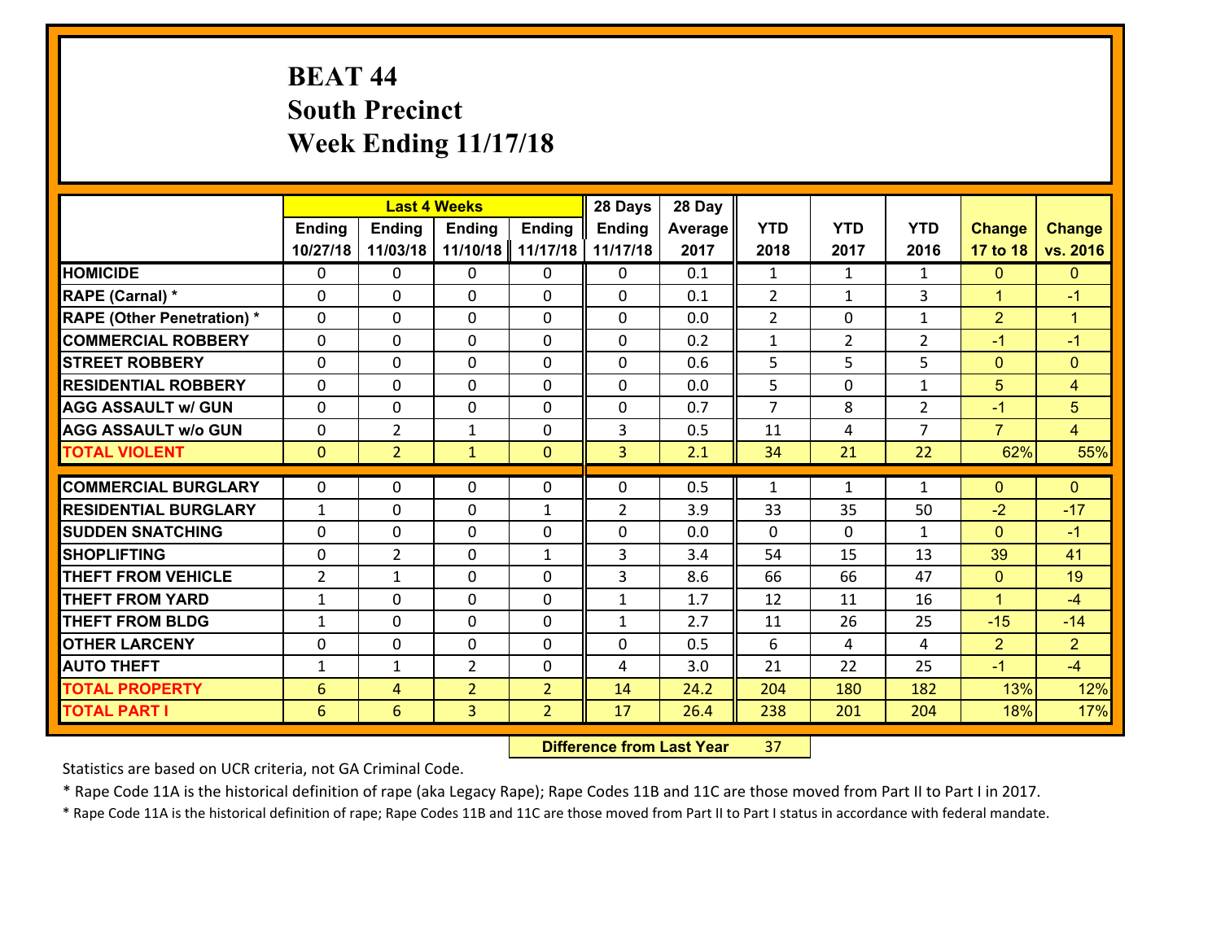# BEAT 44
## South Precinct
## Week Ending 11/17/18

| | Last 4 Weeks | | | | 28 Days | 28 Day | | | | | |
|---|---|---|---|---|---|---|---|---|---|---|---|
| | Ending 10/27/18 | Ending 11/03/18 | Ending 11/10/18 | Ending 11/17/18 | Ending 11/17/18 | Average 2017 | YTD 2018 | YTD 2017 | YTD 2016 | Change 17 to 18 | Change vs. 2016 |
| **HOMICIDE** | 0 | 0 | 0 | 0 | 0 | 0.1 | 1 | 1 | 1 | 0 | 0 |
| **RAPE (Carnal) *** | 0 | 0 | 0 | 0 | 0 | 0.1 | 2 | 1 | 3 | 1 | -1 |
| **RAPE (Other Penetration) *** | 0 | 0 | 0 | 0 | 0 | 0.0 | 2 | 0 | 1 | 2 | 1 |
| **COMMERCIAL ROBBERY** | 0 | 0 | 0 | 0 | 0 | 0.2 | 1 | 2 | 2 | -1 | -1 |
| **STREET ROBBERY** | 0 | 0 | 0 | 0 | 0 | 0.6 | 5 | 5 | 5 | 0 | 0 |
| **RESIDENTIAL ROBBERY** | 0 | 0 | 0 | 0 | 0 | 0.0 | 5 | 0 | 1 | 5 | 4 |
| **AGG ASSAULT w/ GUN** | 0 | 0 | 0 | 0 | 0 | 0.7 | 7 | 8 | 2 | -1 | 5 |
| **AGG ASSAULT w/o GUN** | 0 | 2 | 1 | 0 | 3 | 0.5 | 11 | 4 | 7 | 7 | 4 |
| **TOTAL VIOLENT** | 0 | 2 | 1 | 0 | 3 | 2.1 | 34 | 21 | 22 | 62% | 55% |
| **COMMERCIAL BURGLARY** | 0 | 0 | 0 | 0 | 0 | 0.5 | 1 | 1 | 1 | 0 | 0 |
| **RESIDENTIAL BURGLARY** | 1 | 0 | 0 | 1 | 2 | 3.9 | 33 | 35 | 50 | -2 | -17 |
| **SUDDEN SNATCHING** | 0 | 0 | 0 | 0 | 0 | 0.0 | 0 | 0 | 1 | 0 | -1 |
| **SHOPLIFTING** | 0 | 2 | 0 | 1 | 3 | 3.4 | 54 | 15 | 13 | 39 | 41 |
| **THEFT FROM VEHICLE** | 2 | 1 | 0 | 0 | 3 | 8.6 | 66 | 66 | 47 | 0 | 19 |
| **THEFT FROM YARD** | 1 | 0 | 0 | 0 | 1 | 1.7 | 12 | 11 | 16 | 1 | -4 |
| **THEFT FROM BLDG** | 1 | 0 | 0 | 0 | 1 | 2.7 | 11 | 26 | 25 | -15 | -14 |
| **OTHER LARCENY** | 0 | 0 | 0 | 0 | 0 | 0.5 | 6 | 4 | 4 | 2 | 2 |
| **AUTO THEFT** | 1 | 1 | 2 | 0 | 4 | 3.0 | 21 | 22 | 25 | -1 | -4 |
| **TOTAL PROPERTY** | 6 | 4 | 2 | 2 | 14 | 24.2 | 204 | 180 | 182 | 13% | 12% |
| **TOTAL PART I** | 6 | 6 | 3 | 2 | 17 | 26.4 | 238 | 201 | 204 | 18% | 17% |

**Difference from Last Year** 37

Statistics are based on UCR criteria, not GA Criminal Code.

* Rape Code 11A is the historical definition of rape (aka Legacy Rape); Rape Codes 11B and 11C are those moved from Part II to Part I in 2017.

* Rape Code 11A is the historical definition of rape; Rape Codes 11B and 11C are those moved from Part II to Part I status in accordance with federal mandate.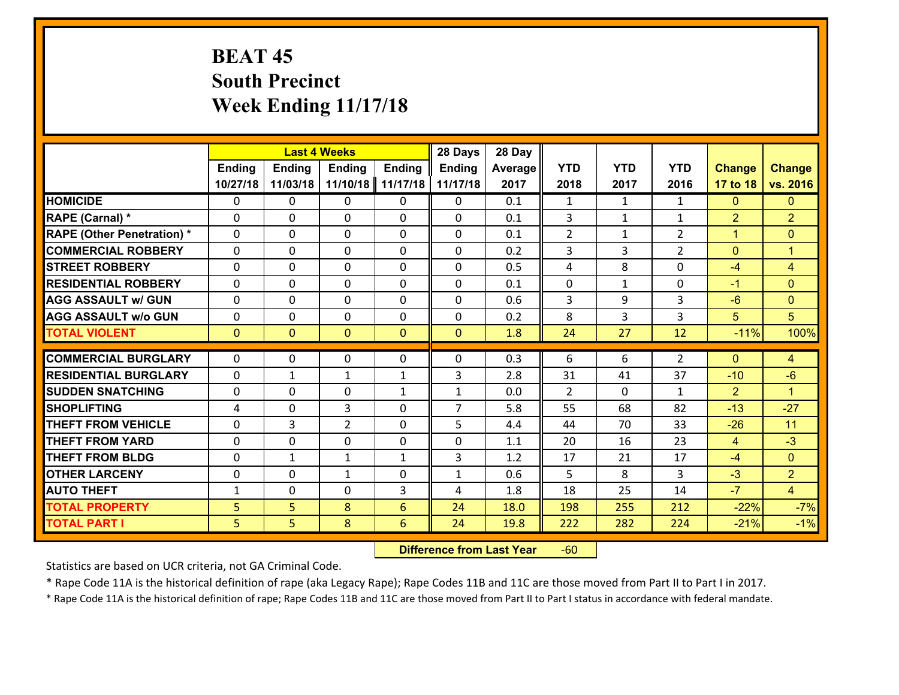# BEAT 45
## South Precinct
## Week Ending 11/17/18

| | Last 4 Weeks | | | | 28 Days | 28 Day | | | | | |
|---|---|---|---|---|---|---|---|---|---|---|---|
| | Ending 10/27/18 | Ending 11/03/18 | Ending 11/10/18 | Ending 11/17/18 | Ending 11/17/18 | Average 2017 | YTD 2018 | YTD 2017 | YTD 2016 | Change 17 to 18 | Change vs. 2016 |
| HOMICIDE | 0 | 0 | 0 | 0 | 0 | 0.1 | 1 | 1 | 1 | 0 | 0 |
| RAPE (Carnal) * | 0 | 0 | 0 | 0 | 0 | 0.1 | 3 | 1 | 1 | 2 | 2 |
| RAPE (Other Penetration) * | 0 | 0 | 0 | 0 | 0 | 0.1 | 2 | 1 | 2 | 1 | 0 |
| COMMERCIAL ROBBERY | 0 | 0 | 0 | 0 | 0 | 0.2 | 3 | 3 | 2 | 0 | 1 |
| STREET ROBBERY | 0 | 0 | 0 | 0 | 0 | 0.5 | 4 | 8 | 0 | -4 | 4 |
| RESIDENTIAL ROBBERY | 0 | 0 | 0 | 0 | 0 | 0.1 | 0 | 1 | 0 | -1 | 0 |
| AGG ASSAULT w/ GUN | 0 | 0 | 0 | 0 | 0 | 0.6 | 3 | 9 | 3 | -6 | 0 |
| AGG ASSAULT w/o GUN | 0 | 0 | 0 | 0 | 0 | 0.2 | 8 | 3 | 3 | 5 | 5 |
| TOTAL VIOLENT | 0 | 0 | 0 | 0 | 0 | 1.8 | 24 | 27 | 12 | -11% | 100% |
| COMMERCIAL BURGLARY | 0 | 0 | 0 | 0 | 0 | 0.3 | 6 | 6 | 2 | 0 | 4 |
| RESIDENTIAL BURGLARY | 0 | 1 | 1 | 1 | 3 | 2.8 | 31 | 41 | 37 | -10 | -6 |
| SUDDEN SNATCHING | 0 | 0 | 0 | 1 | 1 | 0.0 | 2 | 0 | 1 | 2 | 1 |
| SHOPLIFTING | 4 | 0 | 3 | 0 | 7 | 5.8 | 55 | 68 | 82 | -13 | -27 |
| THEFT FROM VEHICLE | 0 | 3 | 2 | 0 | 5 | 4.4 | 44 | 70 | 33 | -26 | 11 |
| THEFT FROM YARD | 0 | 0 | 0 | 0 | 0 | 1.1 | 20 | 16 | 23 | 4 | -3 |
| THEFT FROM BLDG | 0 | 1 | 1 | 1 | 3 | 1.2 | 17 | 21 | 17 | -4 | 0 |
| OTHER LARCENY | 0 | 0 | 1 | 0 | 1 | 0.6 | 5 | 8 | 3 | -3 | 2 |
| AUTO THEFT | 1 | 0 | 0 | 3 | 4 | 1.8 | 18 | 25 | 14 | -7 | 4 |
| TOTAL PROPERTY | 5 | 5 | 8 | 6 | 24 | 18.0 | 198 | 255 | 212 | -22% | -7% |
| TOTAL PART I | 5 | 5 | 8 | 6 | 24 | 19.8 | 222 | 282 | 224 | -21% | -1% |

**Difference from Last Year** -60

Statistics are based on UCR criteria, not GA Criminal Code.

* Rape Code 11A is the historical definition of rape (aka Legacy Rape); Rape Codes 11B and 11C are those moved from Part II to Part I in 2017.

* Rape Code 11A is the historical definition of rape; Rape Codes 11B and 11C are those moved from Part II to Part I status in accordance with federal mandate.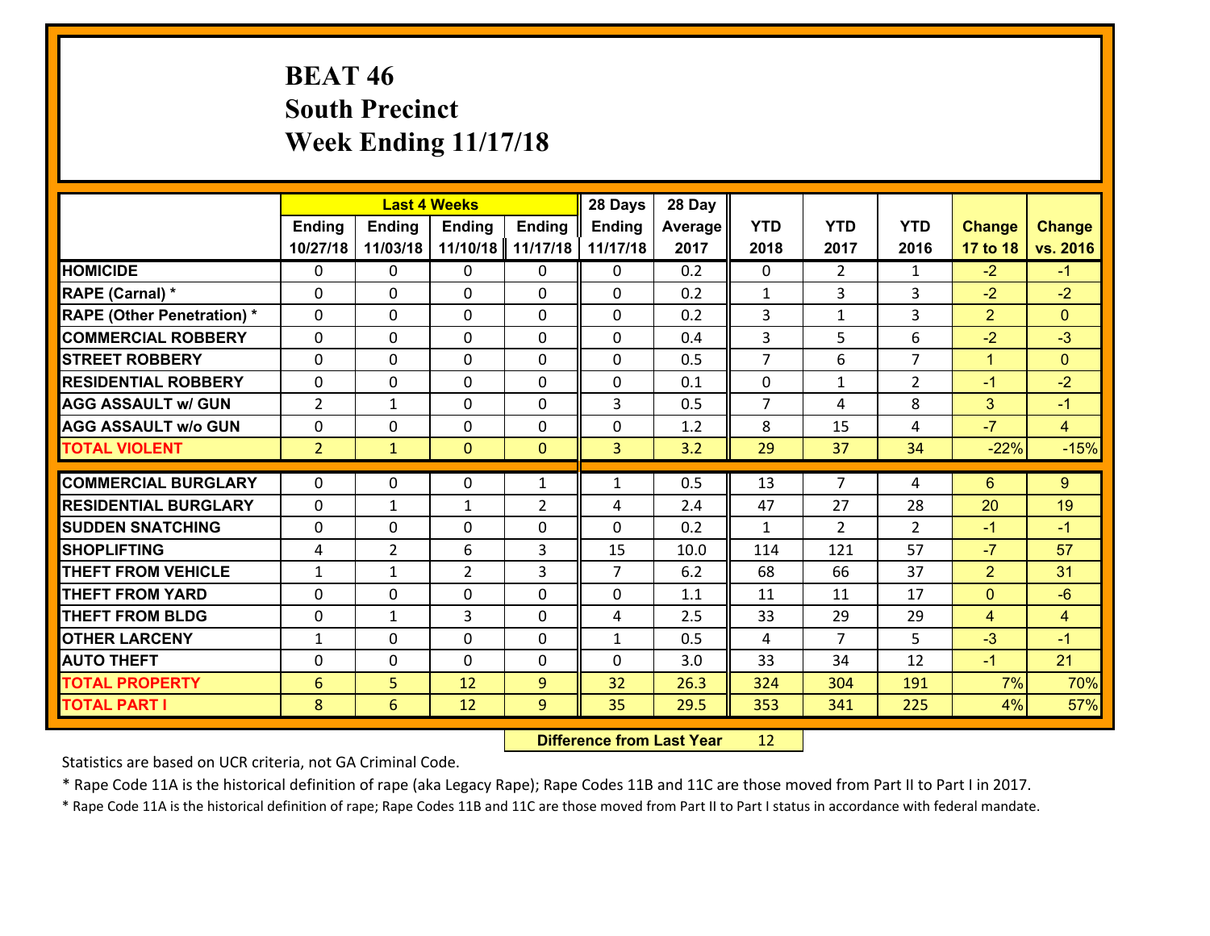# BEAT 46
## South Precinct
## Week Ending 11/17/18

| | Last 4 Weeks | | | | 28 Days | 28 Day | | | | | |
|---|---|---|---|---|---|---|---|---|---|---|---|
| | Ending 10/27/18 | Ending 11/03/18 | Ending 11/10/18 | Ending 11/17/18 | Ending 11/17/18 | Average 2017 | YTD 2018 | YTD 2017 | YTD 2016 | Change 17 to 18 | Change vs. 2016 |
| HOMICIDE | 0 | 0 | 0 | 0 | 0 | 0.2 | 0 | 2 | 1 | -2 | -1 |
| RAPE (Carnal) * | 0 | 0 | 0 | 0 | 0 | 0.2 | 1 | 3 | 3 | -2 | -2 |
| RAPE (Other Penetration) * | 0 | 0 | 0 | 0 | 0 | 0.2 | 3 | 1 | 3 | 2 | 0 |
| COMMERCIAL ROBBERY | 0 | 0 | 0 | 0 | 0 | 0.4 | 3 | 5 | 6 | -2 | -3 |
| STREET ROBBERY | 0 | 0 | 0 | 0 | 0 | 0.5 | 7 | 6 | 7 | 1 | 0 |
| RESIDENTIAL ROBBERY | 0 | 0 | 0 | 0 | 0 | 0.1 | 0 | 1 | 2 | -1 | -2 |
| AGG ASSAULT w/ GUN | 2 | 1 | 0 | 0 | 3 | 0.5 | 7 | 4 | 8 | 3 | -1 |
| AGG ASSAULT w/o GUN | 0 | 0 | 0 | 0 | 0 | 1.2 | 8 | 15 | 4 | -7 | 4 |
| TOTAL VIOLENT | 2 | 1 | 0 | 0 | 3 | 3.2 | 29 | 37 | 34 | -22% | -15% |
| COMMERCIAL BURGLARY | 0 | 0 | 0 | 1 | 1 | 0.5 | 13 | 7 | 4 | 6 | 9 |
| RESIDENTIAL BURGLARY | 0 | 1 | 1 | 2 | 4 | 2.4 | 47 | 27 | 28 | 20 | 19 |
| SUDDEN SNATCHING | 0 | 0 | 0 | 0 | 0 | 0.2 | 1 | 2 | 2 | -1 | -1 |
| SHOPLIFTING | 4 | 2 | 6 | 3 | 15 | 10.0 | 114 | 121 | 57 | -7 | 57 |
| THEFT FROM VEHICLE | 1 | 1 | 2 | 3 | 7 | 6.2 | 68 | 66 | 37 | 2 | 31 |
| THEFT FROM YARD | 0 | 0 | 0 | 0 | 0 | 1.1 | 11 | 11 | 17 | 0 | -6 |
| THEFT FROM BLDG | 0 | 1 | 3 | 0 | 4 | 2.5 | 33 | 29 | 29 | 4 | 4 |
| OTHER LARCENY | 1 | 0 | 0 | 0 | 1 | 0.5 | 4 | 7 | 5 | -3 | -1 |
| AUTO THEFT | 0 | 0 | 0 | 0 | 0 | 3.0 | 33 | 34 | 12 | -1 | 21 |
| TOTAL PROPERTY | 6 | 5 | 12 | 9 | 32 | 26.3 | 324 | 304 | 191 | 7% | 70% |
| TOTAL PART I | 8 | 6 | 12 | 9 | 35 | 29.5 | 353 | 341 | 225 | 4% | 57% |

**Difference from Last Year** 12

Statistics are based on UCR criteria, not GA Criminal Code.

* Rape Code 11A is the historical definition of rape (aka Legacy Rape); Rape Codes 11B and 11C are those moved from Part II to Part I in 2017.

* Rape Code 11A is the historical definition of rape; Rape Codes 11B and 11C are those moved from Part II to Part I status in accordance with federal mandate.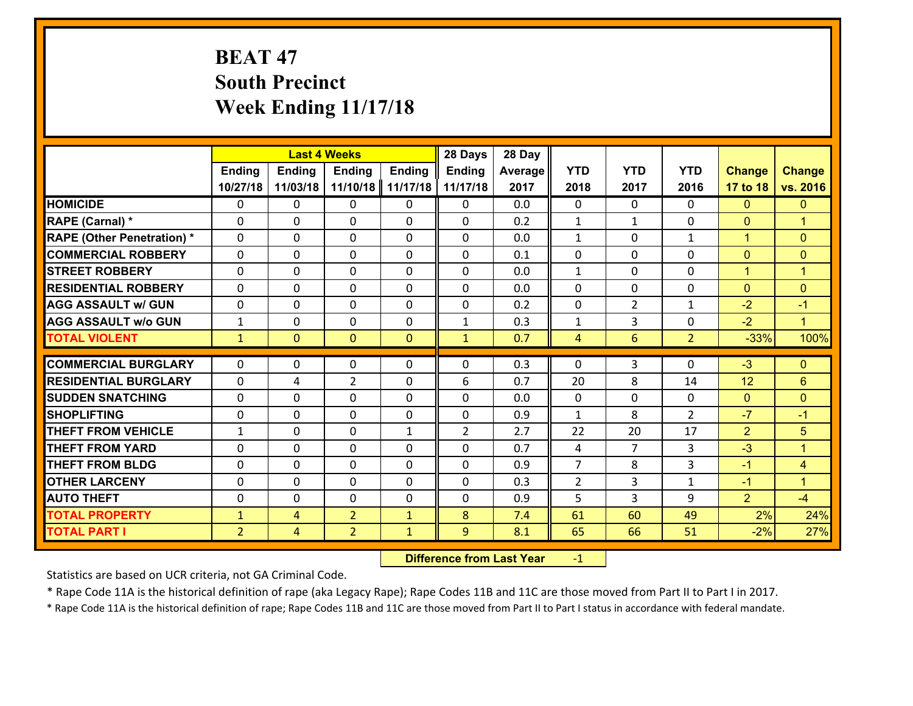# BEAT 47
## South Precinct
## Week Ending 11/17/18

| | Last 4 Weeks | | | | 28 Days | 28 Day | | | | | |
|---|---|---|---|---|---|---|---|---|---|---|---|
| | Ending 10/27/18 | Ending 11/03/18 | Ending 11/10/18 | Ending 11/17/18 | Ending 11/17/18 | Average 2017 | YTD 2018 | YTD 2017 | YTD 2016 | Change 17 to 18 | Change vs. 2016 |
| HOMICIDE | 0 | 0 | 0 | 0 | 0 | 0.0 | 0 | 0 | 0 | 0 | 0 |
| RAPE (Carnal) * | 0 | 0 | 0 | 0 | 0 | 0.2 | 1 | 1 | 0 | 0 | 1 |
| RAPE (Other Penetration) * | 0 | 0 | 0 | 0 | 0 | 0.0 | 1 | 0 | 1 | 1 | 0 |
| COMMERCIAL ROBBERY | 0 | 0 | 0 | 0 | 0 | 0.1 | 0 | 0 | 0 | 0 | 0 |
| STREET ROBBERY | 0 | 0 | 0 | 0 | 0 | 0.0 | 1 | 0 | 0 | 1 | 1 |
| RESIDENTIAL ROBBERY | 0 | 0 | 0 | 0 | 0 | 0.0 | 0 | 0 | 0 | 0 | 0 |
| AGG ASSAULT w/ GUN | 0 | 0 | 0 | 0 | 0 | 0.2 | 0 | 2 | 1 | -2 | -1 |
| AGG ASSAULT w/o GUN | 1 | 0 | 0 | 0 | 1 | 0.3 | 1 | 3 | 0 | -2 | 1 |
| TOTAL VIOLENT | 1 | 0 | 0 | 0 | 1 | 0.7 | 4 | 6 | 2 | -33% | 100% |
| COMMERCIAL BURGLARY | 0 | 0 | 0 | 0 | 0 | 0.3 | 0 | 3 | 0 | -3 | 0 |
| RESIDENTIAL BURGLARY | 0 | 4 | 2 | 0 | 6 | 0.7 | 20 | 8 | 14 | 12 | 6 |
| SUDDEN SNATCHING | 0 | 0 | 0 | 0 | 0 | 0.0 | 0 | 0 | 0 | 0 | 0 |
| SHOPLIFTING | 0 | 0 | 0 | 0 | 0 | 0.9 | 1 | 8 | 2 | -7 | -1 |
| THEFT FROM VEHICLE | 1 | 0 | 0 | 1 | 2 | 2.7 | 22 | 20 | 17 | 2 | 5 |
| THEFT FROM YARD | 0 | 0 | 0 | 0 | 0 | 0.7 | 4 | 7 | 3 | -3 | 1 |
| THEFT FROM BLDG | 0 | 0 | 0 | 0 | 0 | 0.9 | 7 | 8 | 3 | -1 | 4 |
| OTHER LARCENY | 0 | 0 | 0 | 0 | 0 | 0.3 | 2 | 3 | 1 | -1 | 1 |
| AUTO THEFT | 0 | 0 | 0 | 0 | 0 | 0.9 | 5 | 3 | 9 | 2 | -4 |
| TOTAL PROPERTY | 1 | 4 | 2 | 1 | 8 | 7.4 | 61 | 60 | 49 | 2% | 24% |
| TOTAL PART I | 2 | 4 | 2 | 1 | 9 | 8.1 | 65 | 66 | 51 | -2% | 27% |

**Difference from Last Year** -1

Statistics are based on UCR criteria, not GA Criminal Code.

* Rape Code 11A is the historical definition of rape (aka Legacy Rape); Rape Codes 11B and 11C are those moved from Part II to Part I in 2017.

* Rape Code 11A is the historical definition of rape; Rape Codes 11B and 11C are those moved from Part II to Part I status in accordance with federal mandate.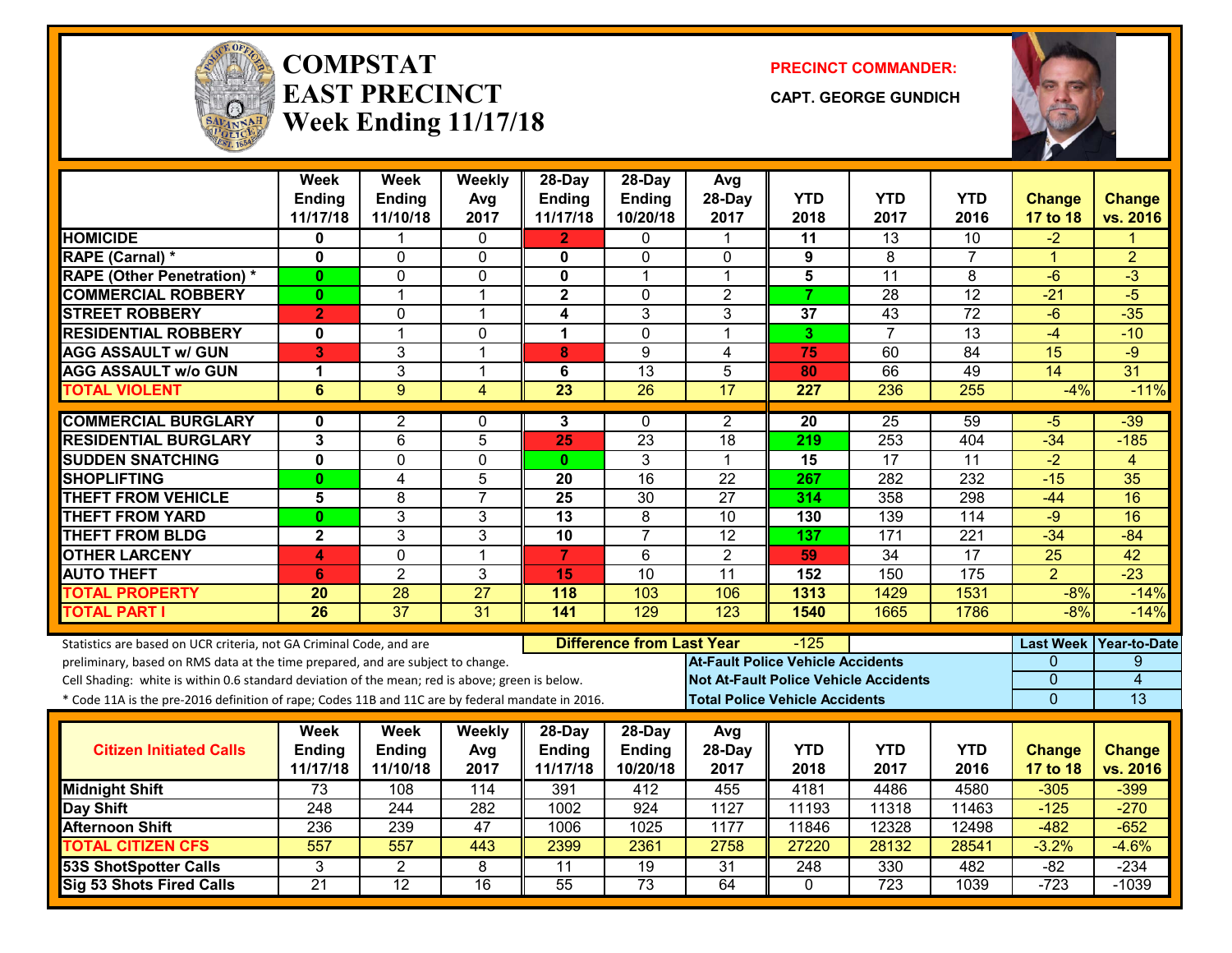# COMPSTAT
# EAST PRECINCT
## Week Ending 11/17/18

**PRECINCT COMMANDER:**

**CAPT. GEORGE GUNDICH**

| | Week Ending 11/17/18 | Week Ending 11/10/18 | Weekly Avg 2017 | 28-Day Ending 11/17/18 | 28-Day Ending 10/20/18 | Avg 28-Day 2017 | YTD 2018 | YTD 2017 | YTD 2016 | Change 17 to 18 | Change vs. 2016 |
|---|---|---|---|---|---|---|---|---|---|---|---|
| HOMICIDE | 0 | 1 | 0 | 2 | 0 | 1 | 11 | 13 | 10 | -2 | 1 |
| RAPE (Carnal) * | 0 | 0 | 0 | 0 | 0 | 0 | 9 | 8 | 7 | 1 | 2 |
| RAPE (Other Penetration) * | 0 | 0 | 0 | 0 | 1 | 1 | 5 | 11 | 8 | -6 | -3 |
| COMMERCIAL ROBBERY | 0 | 1 | 1 | 2 | 0 | 2 | 7 | 28 | 12 | -21 | -5 |
| STREET ROBBERY | 2 | 0 | 1 | 4 | 3 | 3 | 37 | 43 | 72 | -6 | -35 |
| RESIDENTIAL ROBBERY | 0 | 1 | 0 | 1 | 0 | 1 | 3 | 7 | 13 | -4 | -10 |
| AGG ASSAULT w/ GUN | 3 | 3 | 1 | 8 | 9 | 4 | 75 | 60 | 84 | 15 | -9 |
| AGG ASSAULT w/o GUN | 1 | 3 | 1 | 6 | 13 | 5 | 80 | 66 | 49 | 14 | 31 |
| TOTAL VIOLENT | 6 | 9 | 4 | 23 | 26 | 17 | 227 | 236 | 255 | -4% | -11% |
| COMMERCIAL BURGLARY | 0 | 2 | 0 | 3 | 0 | 2 | 20 | 25 | 59 | -5 | -39 |
| RESIDENTIAL BURGLARY | 3 | 6 | 5 | 25 | 23 | 18 | 219 | 253 | 404 | -34 | -185 |
| SUDDEN SNATCHING | 0 | 0 | 0 | 0 | 3 | 1 | 15 | 17 | 11 | -2 | 4 |
| SHOPLIFTING | 0 | 4 | 5 | 20 | 16 | 22 | 267 | 282 | 232 | -15 | 35 |
| THEFT FROM VEHICLE | 5 | 8 | 7 | 25 | 30 | 27 | 314 | 358 | 298 | -44 | 16 |
| THEFT FROM YARD | 0 | 3 | 3 | 13 | 8 | 10 | 130 | 139 | 114 | -9 | 16 |
| THEFT FROM BLDG | 2 | 3 | 3 | 10 | 7 | 12 | 137 | 171 | 221 | -34 | -84 |
| OTHER LARCENY | 4 | 0 | 1 | 7 | 6 | 2 | 59 | 34 | 17 | 25 | 42 |
| AUTO THEFT | 6 | 2 | 3 | 15 | 10 | 11 | 152 | 150 | 175 | 2 | -23 |
| TOTAL PROPERTY | 20 | 28 | 27 | 118 | 103 | 106 | 1313 | 1429 | 1531 | -8% | -14% |
| TOTAL PART I | 26 | 37 | 31 | 141 | 129 | 123 | 1540 | 1665 | 1786 | -8% | -14% |

Statistics are based on UCR criteria, not GA Criminal Code, and are preliminary, based on RMS data at the time prepared, and are subject to change.

Cell Shading: white is within 0.6 standard deviation of the mean; red is above; green is below.

* Code 11A is the pre-2016 definition of rape; Codes 11B and 11C are by federal mandate in 2016.

**Difference from Last Year:** -125

| | Last Week | Year-to-Date |
|---|---|---|
| At-Fault Police Vehicle Accidents | 0 | 9 |
| Not At-Fault Police Vehicle Accidents | 0 | 4 |
| Total Police Vehicle Accidents | 0 | 13 |

| Citizen Initiated Calls | Week Ending 11/17/18 | Week Ending 11/10/18 | Weekly Avg 2017 | 28-Day Ending 11/17/18 | 28-Day Ending 10/20/18 | Avg 28-Day 2017 | YTD 2018 | YTD 2017 | YTD 2016 | Change 17 to 18 | Change vs. 2016 |
|---|---|---|---|---|---|---|---|---|---|---|---|
| Midnight Shift | 73 | 108 | 114 | 391 | 412 | 455 | 4181 | 4486 | 4580 | -305 | -399 |
| Day Shift | 248 | 244 | 282 | 1002 | 924 | 1127 | 11193 | 11318 | 11463 | -125 | -270 |
| Afternoon Shift | 236 | 239 | 47 | 1006 | 1025 | 1177 | 11846 | 12328 | 12498 | -482 | -652 |
| TOTAL CITIZEN CFS | 557 | 557 | 443 | 2399 | 2361 | 2758 | 27220 | 28132 | 28541 | -3.2% | -4.6% |
| 53S ShotSpotter Calls | 3 | 2 | 8 | 11 | 19 | 31 | 248 | 330 | 482 | -82 | -234 |
| Sig 53 Shots Fired Calls | 21 | 12 | 16 | 55 | 73 | 64 | 0 | 723 | 1039 | -723 | -1039 |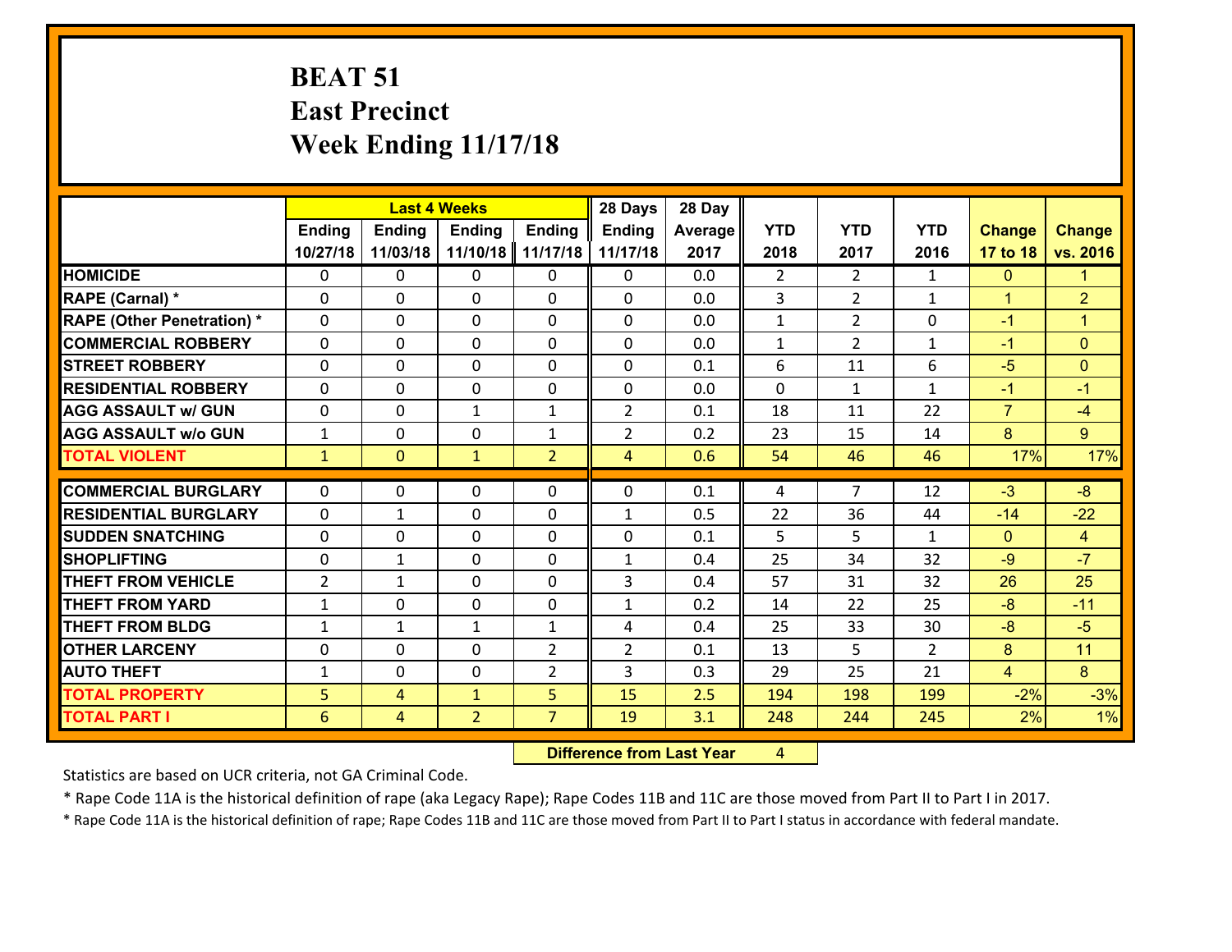# BEAT 51
# East Precinct
# Week Ending 11/17/18

| | Last 4 Weeks | | | | 28 Days | 28 Day | | | | | |
|---|---|---|---|---|---|---|---|---|---|---|---|
| | Ending 10/27/18 | Ending 11/03/18 | Ending 11/10/18 | Ending 11/17/18 | Ending 11/17/18 | Average 2017 | YTD 2018 | YTD 2017 | YTD 2016 | Change 17 to 18 | Change vs. 2016 |
| HOMICIDE | 0 | 0 | 0 | 0 | 0 | 0.0 | 2 | 2 | 1 | 0 | 1 |
| RAPE (Carnal) * | 0 | 0 | 0 | 0 | 0 | 0.0 | 3 | 2 | 1 | 1 | 2 |
| RAPE (Other Penetration) * | 0 | 0 | 0 | 0 | 0 | 0.0 | 1 | 2 | 0 | -1 | 1 |
| COMMERCIAL ROBBERY | 0 | 0 | 0 | 0 | 0 | 0.0 | 1 | 2 | 1 | -1 | 0 |
| STREET ROBBERY | 0 | 0 | 0 | 0 | 0 | 0.1 | 6 | 11 | 6 | -5 | 0 |
| RESIDENTIAL ROBBERY | 0 | 0 | 0 | 0 | 0 | 0.0 | 0 | 1 | 1 | -1 | -1 |
| AGG ASSAULT w/ GUN | 0 | 0 | 1 | 1 | 2 | 0.1 | 18 | 11 | 22 | 7 | -4 |
| AGG ASSAULT w/o GUN | 1 | 0 | 0 | 1 | 2 | 0.2 | 23 | 15 | 14 | 8 | 9 |
| TOTAL VIOLENT | 1 | 0 | 1 | 2 | 4 | 0.6 | 54 | 46 | 46 | 17% | 17% |
| COMMERCIAL BURGLARY | 0 | 0 | 0 | 0 | 0 | 0.1 | 4 | 7 | 12 | -3 | -8 |
| RESIDENTIAL BURGLARY | 0 | 1 | 0 | 0 | 1 | 0.5 | 22 | 36 | 44 | -14 | -22 |
| SUDDEN SNATCHING | 0 | 0 | 0 | 0 | 0 | 0.1 | 5 | 5 | 1 | 0 | 4 |
| SHOPLIFTING | 0 | 1 | 0 | 0 | 1 | 0.4 | 25 | 34 | 32 | -9 | -7 |
| THEFT FROM VEHICLE | 2 | 1 | 0 | 0 | 3 | 0.4 | 57 | 31 | 32 | 26 | 25 |
| THEFT FROM YARD | 1 | 0 | 0 | 0 | 1 | 0.2 | 14 | 22 | 25 | -8 | -11 |
| THEFT FROM BLDG | 1 | 1 | 1 | 1 | 4 | 0.4 | 25 | 33 | 30 | -8 | -5 |
| OTHER LARCENY | 0 | 0 | 0 | 2 | 2 | 0.1 | 13 | 5 | 2 | 8 | 11 |
| AUTO THEFT | 1 | 0 | 0 | 2 | 3 | 0.3 | 29 | 25 | 21 | 4 | 8 |
| TOTAL PROPERTY | 5 | 4 | 1 | 5 | 15 | 2.5 | 194 | 198 | 199 | -2% | -3% |
| TOTAL PART I | 6 | 4 | 2 | 7 | 19 | 3.1 | 248 | 244 | 245 | 2% | 1% |

**Difference from Last Year** 4

Statistics are based on UCR criteria, not GA Criminal Code.

* Rape Code 11A is the historical definition of rape (aka Legacy Rape); Rape Codes 11B and 11C are those moved from Part II to Part I in 2017.

* Rape Code 11A is the historical definition of rape; Rape Codes 11B and 11C are those moved from Part II to Part I status in accordance with federal mandate.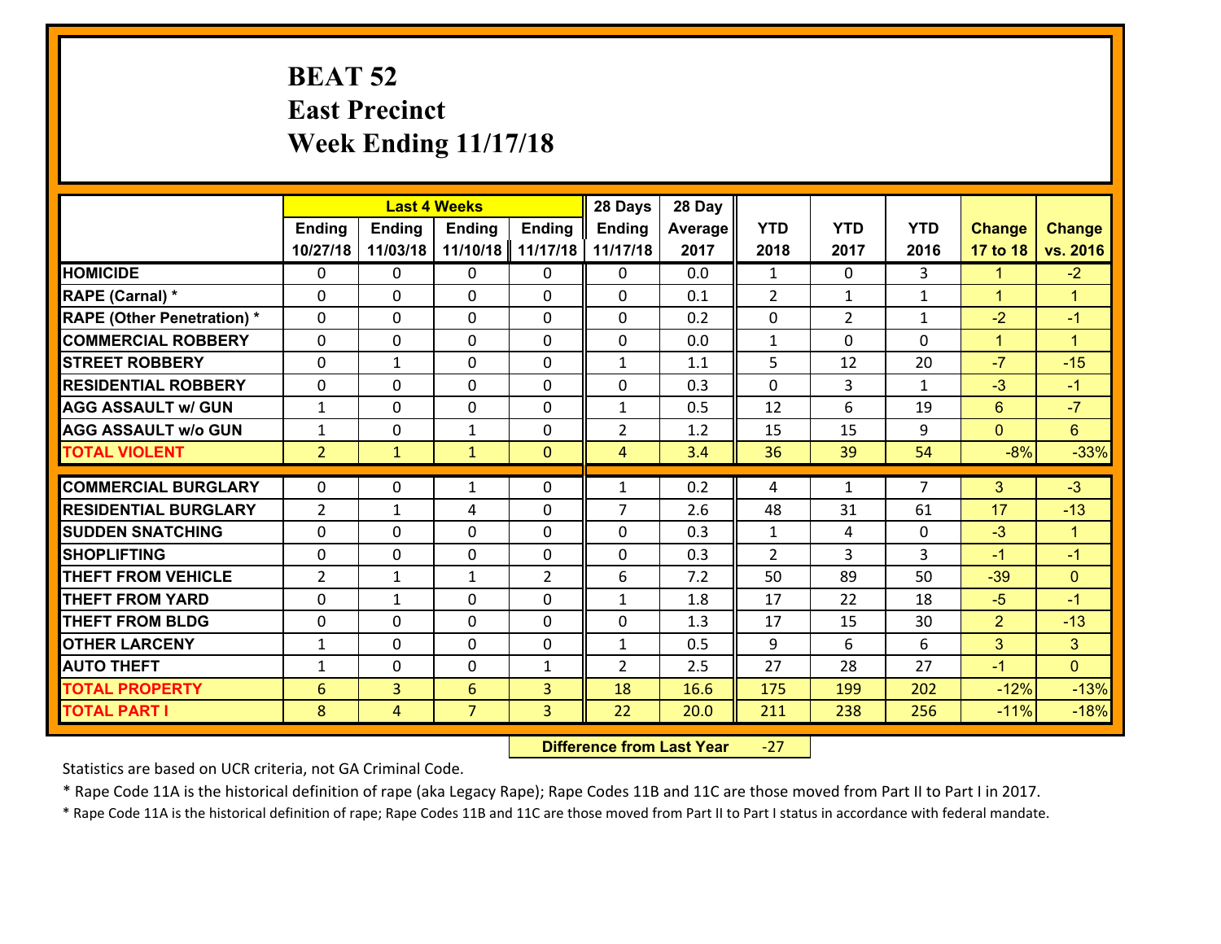# BEAT 52
## East Precinct
## Week Ending 11/17/18

| | Last 4 Weeks | | | | 28 Days | 28 Day | | | | | |
|---|---|---|---|---|---|---|---|---|---|---|---|
| | Ending 10/27/18 | Ending 11/03/18 | Ending 11/10/18 | Ending 11/17/18 | Ending 11/17/18 | Average 2017 | YTD 2018 | YTD 2017 | YTD 2016 | Change 17 to 18 | Change vs. 2016 |
| HOMICIDE | 0 | 0 | 0 | 0 | 0 | 0.0 | 1 | 0 | 3 | 1 | -2 |
| RAPE (Carnal) * | 0 | 0 | 0 | 0 | 0 | 0.1 | 2 | 1 | 1 | 1 | 1 |
| RAPE (Other Penetration) * | 0 | 0 | 0 | 0 | 0 | 0.2 | 0 | 2 | 1 | -2 | -1 |
| COMMERCIAL ROBBERY | 0 | 0 | 0 | 0 | 0 | 0.0 | 1 | 0 | 0 | 1 | 1 |
| STREET ROBBERY | 0 | 1 | 0 | 0 | 1 | 1.1 | 5 | 12 | 20 | -7 | -15 |
| RESIDENTIAL ROBBERY | 0 | 0 | 0 | 0 | 0 | 0.3 | 0 | 3 | 1 | -3 | -1 |
| AGG ASSAULT w/ GUN | 1 | 0 | 0 | 0 | 1 | 0.5 | 12 | 6 | 19 | 6 | -7 |
| AGG ASSAULT w/o GUN | 1 | 0 | 1 | 0 | 2 | 1.2 | 15 | 15 | 9 | 0 | 6 |
| TOTAL VIOLENT | 2 | 1 | 1 | 0 | 4 | 3.4 | 36 | 39 | 54 | -8% | -33% |
| COMMERCIAL BURGLARY | 0 | 0 | 1 | 0 | 1 | 0.2 | 4 | 1 | 7 | 3 | -3 |
| RESIDENTIAL BURGLARY | 2 | 1 | 4 | 0 | 7 | 2.6 | 48 | 31 | 61 | 17 | -13 |
| SUDDEN SNATCHING | 0 | 0 | 0 | 0 | 0 | 0.3 | 1 | 4 | 0 | -3 | 1 |
| SHOPLIFTING | 0 | 0 | 0 | 0 | 0 | 0.3 | 2 | 3 | 3 | -1 | -1 |
| THEFT FROM VEHICLE | 2 | 1 | 1 | 2 | 6 | 7.2 | 50 | 89 | 50 | -39 | 0 |
| THEFT FROM YARD | 0 | 1 | 0 | 0 | 1 | 1.8 | 17 | 22 | 18 | -5 | -1 |
| THEFT FROM BLDG | 0 | 0 | 0 | 0 | 0 | 1.3 | 17 | 15 | 30 | 2 | -13 |
| OTHER LARCENY | 1 | 0 | 0 | 0 | 1 | 0.5 | 9 | 6 | 6 | 3 | 3 |
| AUTO THEFT | 1 | 0 | 0 | 1 | 2 | 2.5 | 27 | 28 | 27 | -1 | 0 |
| TOTAL PROPERTY | 6 | 3 | 6 | 3 | 18 | 16.6 | 175 | 199 | 202 | -12% | -13% |
| TOTAL PART I | 8 | 4 | 7 | 3 | 22 | 20.0 | 211 | 238 | 256 | -11% | -18% |

**Difference from Last Year** -27

Statistics are based on UCR criteria, not GA Criminal Code.

* Rape Code 11A is the historical definition of rape (aka Legacy Rape); Rape Codes 11B and 11C are those moved from Part II to Part I in 2017.

* Rape Code 11A is the historical definition of rape; Rape Codes 11B and 11C are those moved from Part II to Part I status in accordance with federal mandate.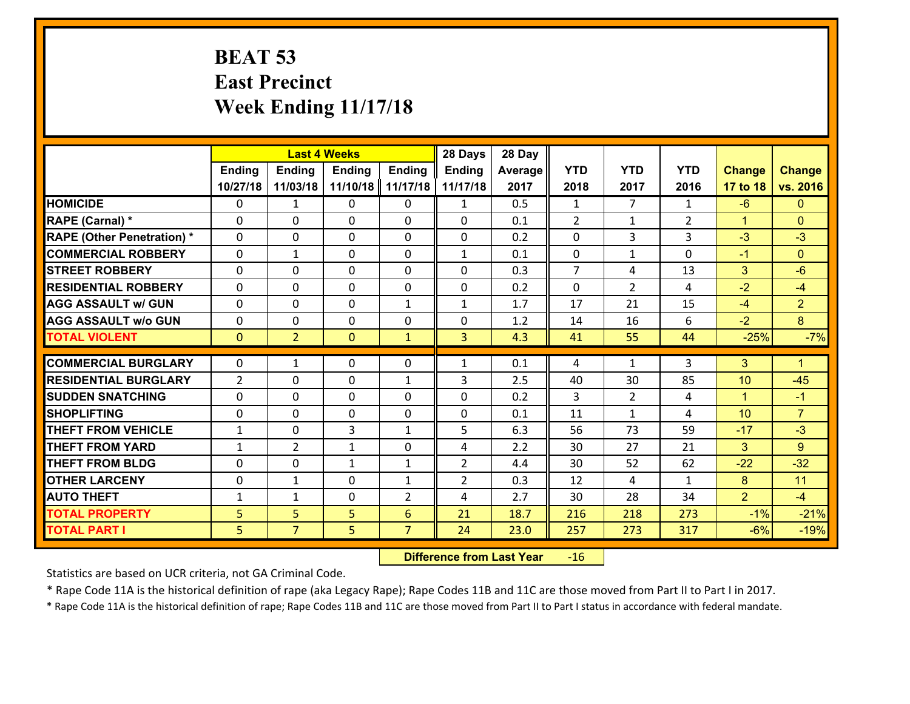# BEAT 53
## East Precinct
## Week Ending 11/17/18

| | Last 4 Weeks | | | | 28 Days | 28 Day | | | | | |
|---|---|---|---|---|---|---|---|---|---|---|---|
| | Ending 10/27/18 | Ending 11/03/18 | Ending 11/10/18 | Ending 11/17/18 | Ending 11/17/18 | Average 2017 | YTD 2018 | YTD 2017 | YTD 2016 | Change 17 to 18 | Change vs. 2016 |
| HOMICIDE | 0 | 1 | 0 | 0 | 1 | 0.5 | 1 | 7 | 1 | -6 | 0 |
| RAPE (Carnal) * | 0 | 0 | 0 | 0 | 0 | 0.1 | 2 | 1 | 2 | 1 | 0 |
| RAPE (Other Penetration) * | 0 | 0 | 0 | 0 | 0 | 0.2 | 0 | 3 | 3 | -3 | -3 |
| COMMERCIAL ROBBERY | 0 | 1 | 0 | 0 | 1 | 0.1 | 0 | 1 | 0 | -1 | 0 |
| STREET ROBBERY | 0 | 0 | 0 | 0 | 0 | 0.3 | 7 | 4 | 13 | 3 | -6 |
| RESIDENTIAL ROBBERY | 0 | 0 | 0 | 0 | 0 | 0.2 | 0 | 2 | 4 | -2 | -4 |
| AGG ASSAULT w/ GUN | 0 | 0 | 0 | 1 | 1 | 1.7 | 17 | 21 | 15 | -4 | 2 |
| AGG ASSAULT w/o GUN | 0 | 0 | 0 | 0 | 0 | 1.2 | 14 | 16 | 6 | -2 | 8 |
| TOTAL VIOLENT | 0 | 2 | 0 | 1 | 3 | 4.3 | 41 | 55 | 44 | -25% | -7% |
| COMMERCIAL BURGLARY | 0 | 1 | 0 | 0 | 1 | 0.1 | 4 | 1 | 3 | 3 | 1 |
| RESIDENTIAL BURGLARY | 2 | 0 | 0 | 1 | 3 | 2.5 | 40 | 30 | 85 | 10 | -45 |
| SUDDEN SNATCHING | 0 | 0 | 0 | 0 | 0 | 0.2 | 3 | 2 | 4 | 1 | -1 |
| SHOPLIFTING | 0 | 0 | 0 | 0 | 0 | 0.1 | 11 | 1 | 4 | 10 | 7 |
| THEFT FROM VEHICLE | 1 | 0 | 3 | 1 | 5 | 6.3 | 56 | 73 | 59 | -17 | -3 |
| THEFT FROM YARD | 1 | 2 | 1 | 0 | 4 | 2.2 | 30 | 27 | 21 | 3 | 9 |
| THEFT FROM BLDG | 0 | 0 | 1 | 1 | 2 | 4.4 | 30 | 52 | 62 | -22 | -32 |
| OTHER LARCENY | 0 | 1 | 0 | 1 | 2 | 0.3 | 12 | 4 | 1 | 8 | 11 |
| AUTO THEFT | 1 | 1 | 0 | 2 | 4 | 2.7 | 30 | 28 | 34 | 2 | -4 |
| TOTAL PROPERTY | 5 | 5 | 5 | 6 | 21 | 18.7 | 216 | 218 | 273 | -1% | -21% |
| TOTAL PART I | 5 | 7 | 5 | 7 | 24 | 23.0 | 257 | 273 | 317 | -6% | -19% |

**Difference from Last Year** -16

Statistics are based on UCR criteria, not GA Criminal Code.

* Rape Code 11A is the historical definition of rape (aka Legacy Rape); Rape Codes 11B and 11C are those moved from Part II to Part I in 2017.

* Rape Code 11A is the historical definition of rape; Rape Codes 11B and 11C are those moved from Part II to Part I status in accordance with federal mandate.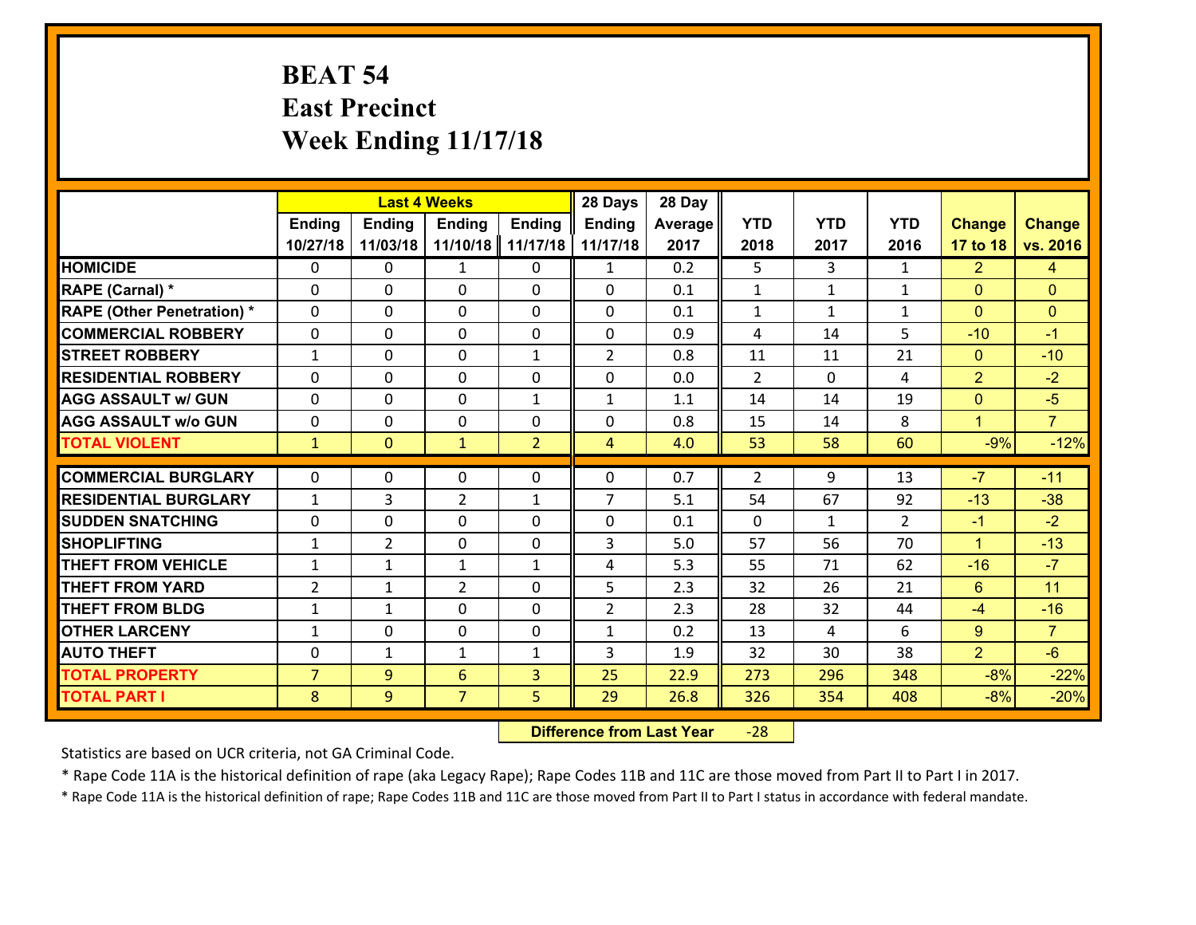# BEAT 54
## East Precinct
## Week Ending 11/17/18

| | Last 4 Weeks | | | | 28 Days | 28 Day | | | | | |
|---|---|---|---|---|---|---|---|---|---|---|---|
| | Ending 10/27/18 | Ending 11/03/18 | Ending 11/10/18 | Ending 11/17/18 | Ending 11/17/18 | Average 2017 | YTD 2018 | YTD 2017 | YTD 2016 | Change 17 to 18 | Change vs. 2016 |
| **HOMICIDE** | 0 | 0 | 1 | 0 | 1 | 0.2 | 5 | 3 | 1 | 2 | 4 |
| **RAPE (Carnal) *** | 0 | 0 | 0 | 0 | 0 | 0.1 | 1 | 1 | 1 | 0 | 0 |
| **RAPE (Other Penetration) *** | 0 | 0 | 0 | 0 | 0 | 0.1 | 1 | 1 | 1 | 0 | 0 |
| **COMMERCIAL ROBBERY** | 0 | 0 | 0 | 0 | 0 | 0.9 | 4 | 14 | 5 | -10 | -1 |
| **STREET ROBBERY** | 1 | 0 | 0 | 1 | 2 | 0.8 | 11 | 11 | 21 | 0 | -10 |
| **RESIDENTIAL ROBBERY** | 0 | 0 | 0 | 0 | 0 | 0.0 | 2 | 0 | 4 | 2 | -2 |
| **AGG ASSAULT w/ GUN** | 0 | 0 | 0 | 1 | 1 | 1.1 | 14 | 14 | 19 | 0 | -5 |
| **AGG ASSAULT w/o GUN** | 0 | 0 | 0 | 0 | 0 | 0.8 | 15 | 14 | 8 | 1 | 7 |
| **TOTAL VIOLENT** | 1 | 0 | 1 | 2 | 4 | 4.0 | 53 | 58 | 60 | -9% | -12% |
| **COMMERCIAL BURGLARY** | 0 | 0 | 0 | 0 | 0 | 0.7 | 2 | 9 | 13 | -7 | -11 |
| **RESIDENTIAL BURGLARY** | 1 | 3 | 2 | 1 | 7 | 5.1 | 54 | 67 | 92 | -13 | -38 |
| **SUDDEN SNATCHING** | 0 | 0 | 0 | 0 | 0 | 0.1 | 0 | 1 | 2 | -1 | -2 |
| **SHOPLIFTING** | 1 | 2 | 0 | 0 | 3 | 5.0 | 57 | 56 | 70 | 1 | -13 |
| **THEFT FROM VEHICLE** | 1 | 1 | 1 | 1 | 4 | 5.3 | 55 | 71 | 62 | -16 | -7 |
| **THEFT FROM YARD** | 2 | 1 | 2 | 0 | 5 | 2.3 | 32 | 26 | 21 | 6 | 11 |
| **THEFT FROM BLDG** | 1 | 1 | 0 | 0 | 2 | 2.3 | 28 | 32 | 44 | -4 | -16 |
| **OTHER LARCENY** | 1 | 0 | 0 | 0 | 1 | 0.2 | 13 | 4 | 6 | 9 | 7 |
| **AUTO THEFT** | 0 | 1 | 1 | 1 | 3 | 1.9 | 32 | 30 | 38 | 2 | -6 |
| **TOTAL PROPERTY** | 7 | 9 | 6 | 3 | 25 | 22.9 | 273 | 296 | 348 | -8% | -22% |
| **TOTAL PART I** | 8 | 9 | 7 | 5 | 29 | 26.8 | 326 | 354 | 408 | -8% | -20% |

**Difference from Last Year** -28

Statistics are based on UCR criteria, not GA Criminal Code.

* Rape Code 11A is the historical definition of rape (aka Legacy Rape); Rape Codes 11B and 11C are those moved from Part II to Part I in 2017.

* Rape Code 11A is the historical definition of rape; Rape Codes 11B and 11C are those moved from Part II to Part I status in accordance with federal mandate.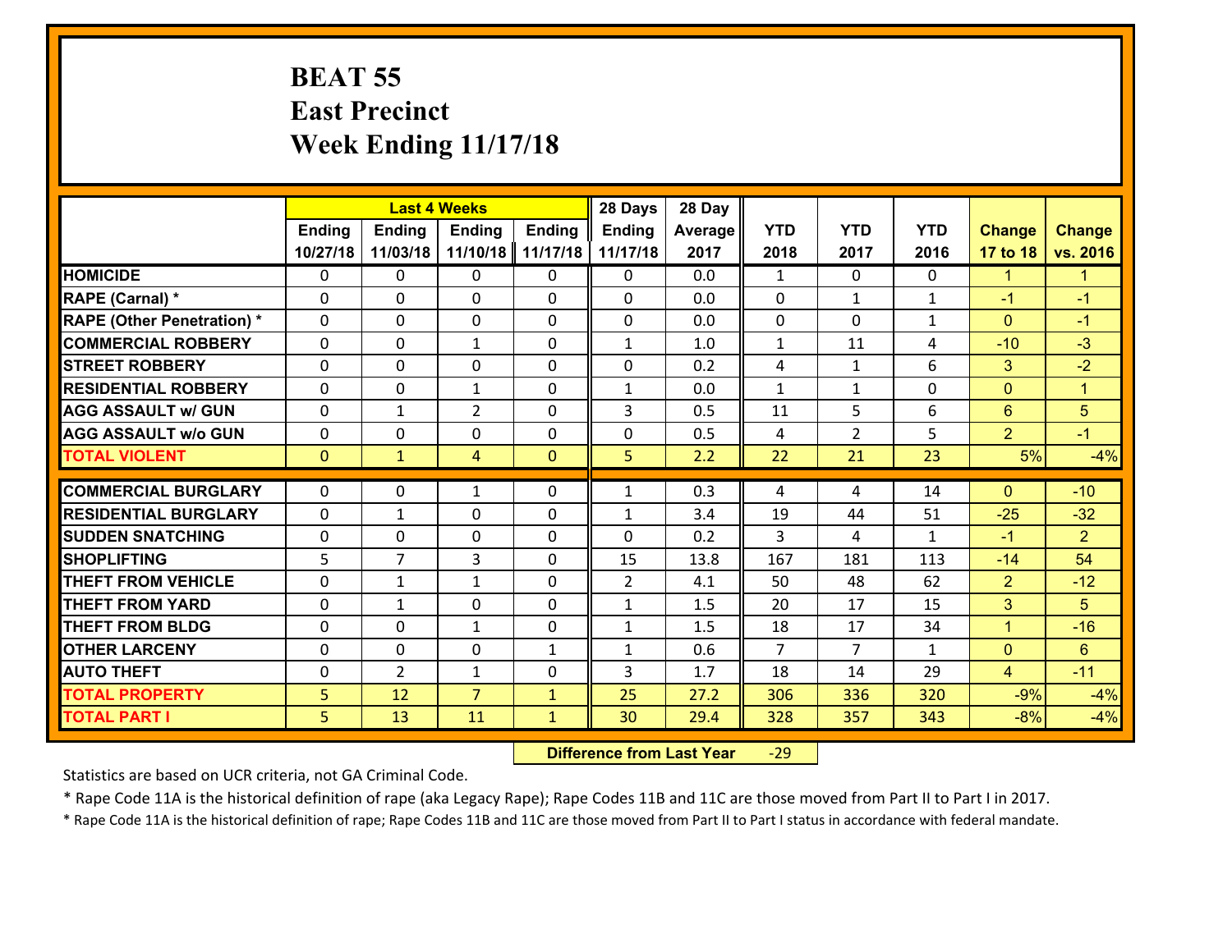# BEAT 55
## East Precinct
## Week Ending 11/17/18

| | Last 4 Weeks | | | | 28 Days | 28 Day | | | | | |
|---|---|---|---|---|---|---|---|---|---|---|---|
| | Ending 10/27/18 | Ending 11/03/18 | Ending 11/10/18 | Ending 11/17/18 | Ending 11/17/18 | Average 2017 | YTD 2018 | YTD 2017 | YTD 2016 | Change 17 to 18 | Change vs. 2016 |
| **HOMICIDE** | 0 | 0 | 0 | 0 | 0 | 0.0 | 1 | 0 | 0 | 1 | 1 |
| **RAPE (Carnal) *** | 0 | 0 | 0 | 0 | 0 | 0.0 | 0 | 1 | 1 | -1 | -1 |
| **RAPE (Other Penetration) *** | 0 | 0 | 0 | 0 | 0 | 0.0 | 0 | 0 | 1 | 0 | -1 |
| **COMMERCIAL ROBBERY** | 0 | 0 | 1 | 0 | 1 | 1.0 | 1 | 11 | 4 | -10 | -3 |
| **STREET ROBBERY** | 0 | 0 | 0 | 0 | 0 | 0.2 | 4 | 1 | 6 | 3 | -2 |
| **RESIDENTIAL ROBBERY** | 0 | 0 | 1 | 0 | 1 | 0.0 | 1 | 1 | 0 | 0 | 1 |
| **AGG ASSAULT w/ GUN** | 0 | 1 | 2 | 0 | 3 | 0.5 | 11 | 5 | 6 | 6 | 5 |
| **AGG ASSAULT w/o GUN** | 0 | 0 | 0 | 0 | 0 | 0.5 | 4 | 2 | 5 | 2 | -1 |
| **TOTAL VIOLENT** | 0 | 1 | 4 | 0 | 5 | 2.2 | 22 | 21 | 23 | 5% | -4% |
| **COMMERCIAL BURGLARY** | 0 | 0 | 1 | 0 | 1 | 0.3 | 4 | 4 | 14 | 0 | -10 |
| **RESIDENTIAL BURGLARY** | 0 | 1 | 0 | 0 | 1 | 3.4 | 19 | 44 | 51 | -25 | -32 |
| **SUDDEN SNATCHING** | 0 | 0 | 0 | 0 | 0 | 0.2 | 3 | 4 | 1 | -1 | 2 |
| **SHOPLIFTING** | 5 | 7 | 3 | 0 | 15 | 13.8 | 167 | 181 | 113 | -14 | 54 |
| **THEFT FROM VEHICLE** | 0 | 1 | 1 | 0 | 2 | 4.1 | 50 | 48 | 62 | 2 | -12 |
| **THEFT FROM YARD** | 0 | 1 | 0 | 0 | 1 | 1.5 | 20 | 17 | 15 | 3 | 5 |
| **THEFT FROM BLDG** | 0 | 0 | 1 | 0 | 1 | 1.5 | 18 | 17 | 34 | 1 | -16 |
| **OTHER LARCENY** | 0 | 0 | 0 | 1 | 1 | 0.6 | 7 | 7 | 1 | 0 | 6 |
| **AUTO THEFT** | 0 | 2 | 1 | 0 | 3 | 1.7 | 18 | 14 | 29 | 4 | -11 |
| **TOTAL PROPERTY** | 5 | 12 | 7 | 1 | 25 | 27.2 | 306 | 336 | 320 | -9% | -4% |
| **TOTAL PART I** | 5 | 13 | 11 | 1 | 30 | 29.4 | 328 | 357 | 343 | -8% | -4% |

**Difference from Last Year** -29

Statistics are based on UCR criteria, not GA Criminal Code.

* Rape Code 11A is the historical definition of rape (aka Legacy Rape); Rape Codes 11B and 11C are those moved from Part II to Part I in 2017.

* Rape Code 11A is the historical definition of rape; Rape Codes 11B and 11C are those moved from Part II to Part I status in accordance with federal mandate.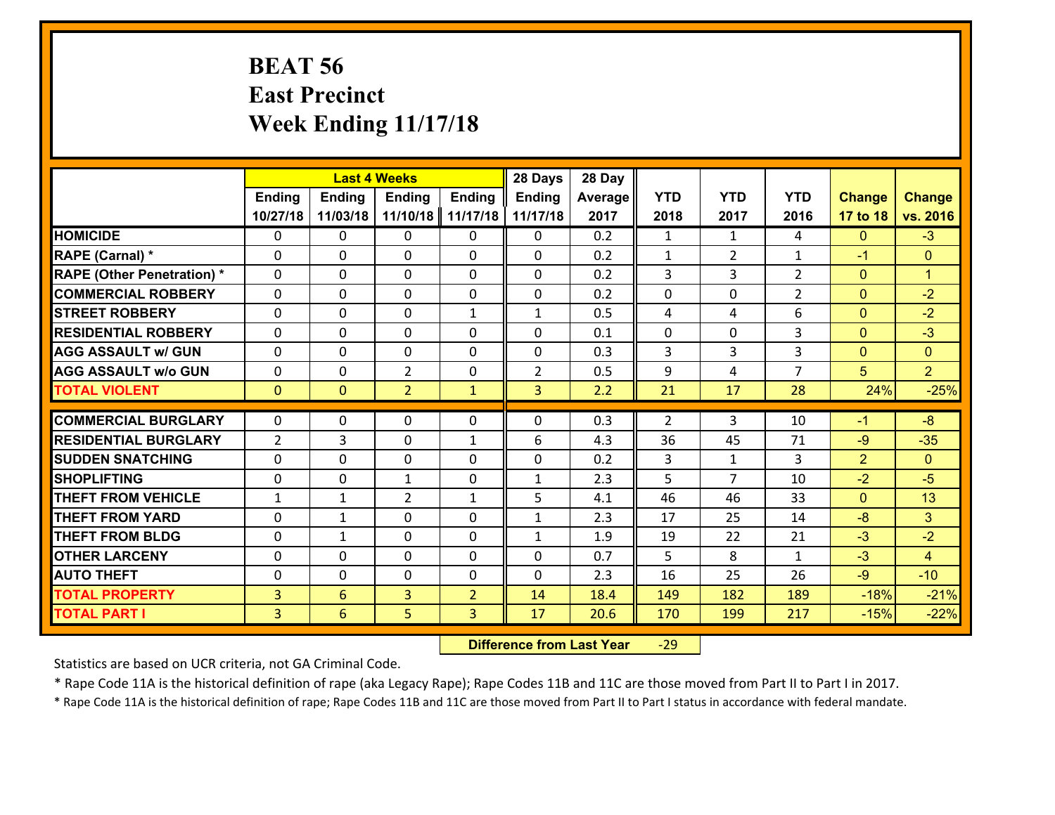# BEAT 56
## East Precinct
## Week Ending 11/17/18

| | Last 4 Weeks | | | | 28 Days | 28 Day | | | | | |
|---|---|---|---|---|---|---|---|---|---|---|---|
| | Ending 10/27/18 | Ending 11/03/18 | Ending 11/10/18 | Ending 11/17/18 | Ending 11/17/18 | Average 2017 | YTD 2018 | YTD 2017 | YTD 2016 | Change 17 to 18 | Change vs. 2016 |
| **HOMICIDE** | 0 | 0 | 0 | 0 | 0 | 0.2 | 1 | 1 | 4 | 0 | -3 |
| **RAPE (Carnal) *** | 0 | 0 | 0 | 0 | 0 | 0.2 | 1 | 2 | 1 | -1 | 0 |
| **RAPE (Other Penetration) *** | 0 | 0 | 0 | 0 | 0 | 0.2 | 3 | 3 | 2 | 0 | 1 |
| **COMMERCIAL ROBBERY** | 0 | 0 | 0 | 0 | 0 | 0.2 | 0 | 0 | 2 | 0 | -2 |
| **STREET ROBBERY** | 0 | 0 | 0 | 1 | 1 | 0.5 | 4 | 4 | 6 | 0 | -2 |
| **RESIDENTIAL ROBBERY** | 0 | 0 | 0 | 0 | 0 | 0.1 | 0 | 0 | 3 | 0 | -3 |
| **AGG ASSAULT w/ GUN** | 0 | 0 | 0 | 0 | 0 | 0.3 | 3 | 3 | 3 | 0 | 0 |
| **AGG ASSAULT w/o GUN** | 0 | 0 | 2 | 0 | 2 | 0.5 | 9 | 4 | 7 | 5 | 2 |
| **TOTAL VIOLENT** | 0 | 0 | 2 | 1 | 3 | 2.2 | 21 | 17 | 28 | 24% | -25% |
| **COMMERCIAL BURGLARY** | 0 | 0 | 0 | 0 | 0 | 0.3 | 2 | 3 | 10 | -1 | -8 |
| **RESIDENTIAL BURGLARY** | 2 | 3 | 0 | 1 | 6 | 4.3 | 36 | 45 | 71 | -9 | -35 |
| **SUDDEN SNATCHING** | 0 | 0 | 0 | 0 | 0 | 0.2 | 3 | 1 | 3 | 2 | 0 |
| **SHOPLIFTING** | 0 | 0 | 1 | 0 | 1 | 2.3 | 5 | 7 | 10 | -2 | -5 |
| **THEFT FROM VEHICLE** | 1 | 1 | 2 | 1 | 5 | 4.1 | 46 | 46 | 33 | 0 | 13 |
| **THEFT FROM YARD** | 0 | 1 | 0 | 0 | 1 | 2.3 | 17 | 25 | 14 | -8 | 3 |
| **THEFT FROM BLDG** | 0 | 1 | 0 | 0 | 1 | 1.9 | 19 | 22 | 21 | -3 | -2 |
| **OTHER LARCENY** | 0 | 0 | 0 | 0 | 0 | 0.7 | 5 | 8 | 1 | -3 | 4 |
| **AUTO THEFT** | 0 | 0 | 0 | 0 | 0 | 2.3 | 16 | 25 | 26 | -9 | -10 |
| **TOTAL PROPERTY** | 3 | 6 | 3 | 2 | 14 | 18.4 | 149 | 182 | 189 | -18% | -21% |
| **TOTAL PART I** | 3 | 6 | 5 | 3 | 17 | 20.6 | 170 | 199 | 217 | -15% | -22% |

**Difference from Last Year** -29

Statistics are based on UCR criteria, not GA Criminal Code.

* Rape Code 11A is the historical definition of rape (aka Legacy Rape); Rape Codes 11B and 11C are those moved from Part II to Part I in 2017.

* Rape Code 11A is the historical definition of rape; Rape Codes 11B and 11C are those moved from Part II to Part I status in accordance with federal mandate.